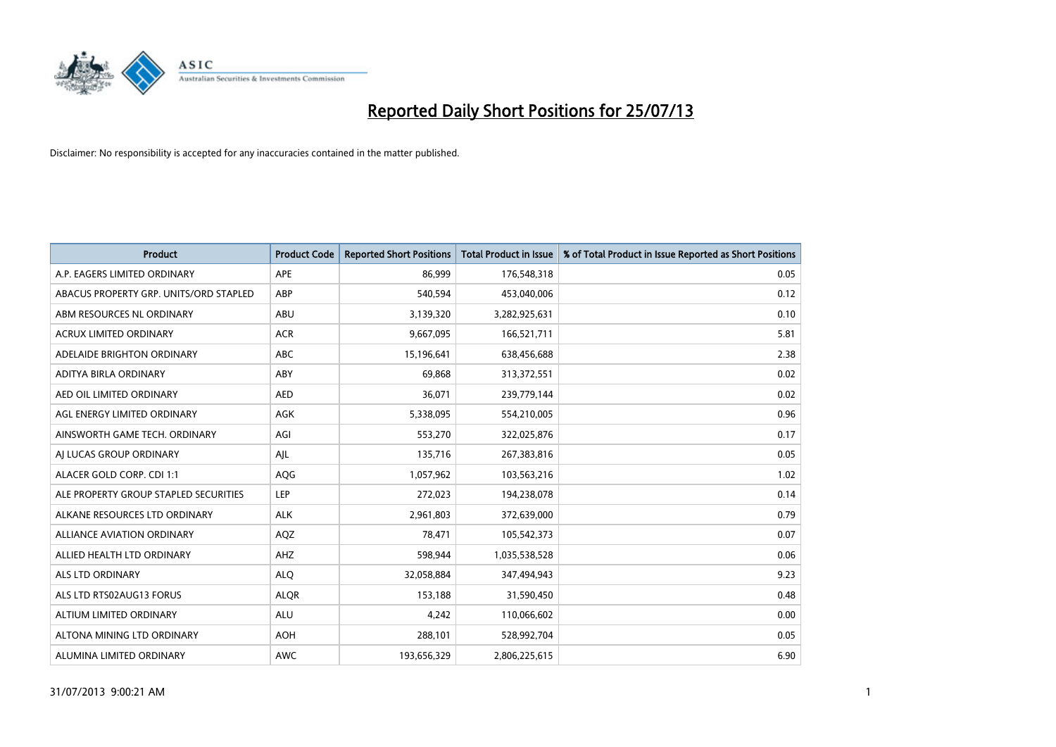# Reported Daily Short Positions for 25/07/13

Disclaimer: No responsibility is accepted for any inaccuracies contained in the matter published.

| Product | Product Code | Reported Short Positions | Total Product in Issue | % of Total Product in Issue Reported as Short Positions |
|---|---|---|---|---|
| A.P. EAGERS LIMITED ORDINARY | APE | 86,999 | 176,548,318 | 0.05 |
| ABACUS PROPERTY GRP. UNITS/ORD STAPLED | ABP | 540,594 | 453,040,006 | 0.12 |
| ABM RESOURCES NL ORDINARY | ABU | 3,139,320 | 3,282,925,631 | 0.10 |
| ACRUX LIMITED ORDINARY | ACR | 9,667,095 | 166,521,711 | 5.81 |
| ADELAIDE BRIGHTON ORDINARY | ABC | 15,196,641 | 638,456,688 | 2.38 |
| ADITYA BIRLA ORDINARY | ABY | 69,868 | 313,372,551 | 0.02 |
| AED OIL LIMITED ORDINARY | AED | 36,071 | 239,779,144 | 0.02 |
| AGL ENERGY LIMITED ORDINARY | AGK | 5,338,095 | 554,210,005 | 0.96 |
| AINSWORTH GAME TECH. ORDINARY | AGI | 553,270 | 322,025,876 | 0.17 |
| AJ LUCAS GROUP ORDINARY | AJL | 135,716 | 267,383,816 | 0.05 |
| ALACER GOLD CORP. CDI 1:1 | AQG | 1,057,962 | 103,563,216 | 1.02 |
| ALE PROPERTY GROUP STAPLED SECURITIES | LEP | 272,023 | 194,238,078 | 0.14 |
| ALKANE RESOURCES LTD ORDINARY | ALK | 2,961,803 | 372,639,000 | 0.79 |
| ALLIANCE AVIATION ORDINARY | AQZ | 78,471 | 105,542,373 | 0.07 |
| ALLIED HEALTH LTD ORDINARY | AHZ | 598,944 | 1,035,538,528 | 0.06 |
| ALS LTD ORDINARY | ALQ | 32,058,884 | 347,494,943 | 9.23 |
| ALS LTD RTS02AUG13 FORUS | ALQR | 153,188 | 31,590,450 | 0.48 |
| ALTIUM LIMITED ORDINARY | ALU | 4,242 | 110,066,602 | 0.00 |
| ALTONA MINING LTD ORDINARY | AOH | 288,101 | 528,992,704 | 0.05 |
| ALUMINA LIMITED ORDINARY | AWC | 193,656,329 | 2,806,225,615 | 6.90 |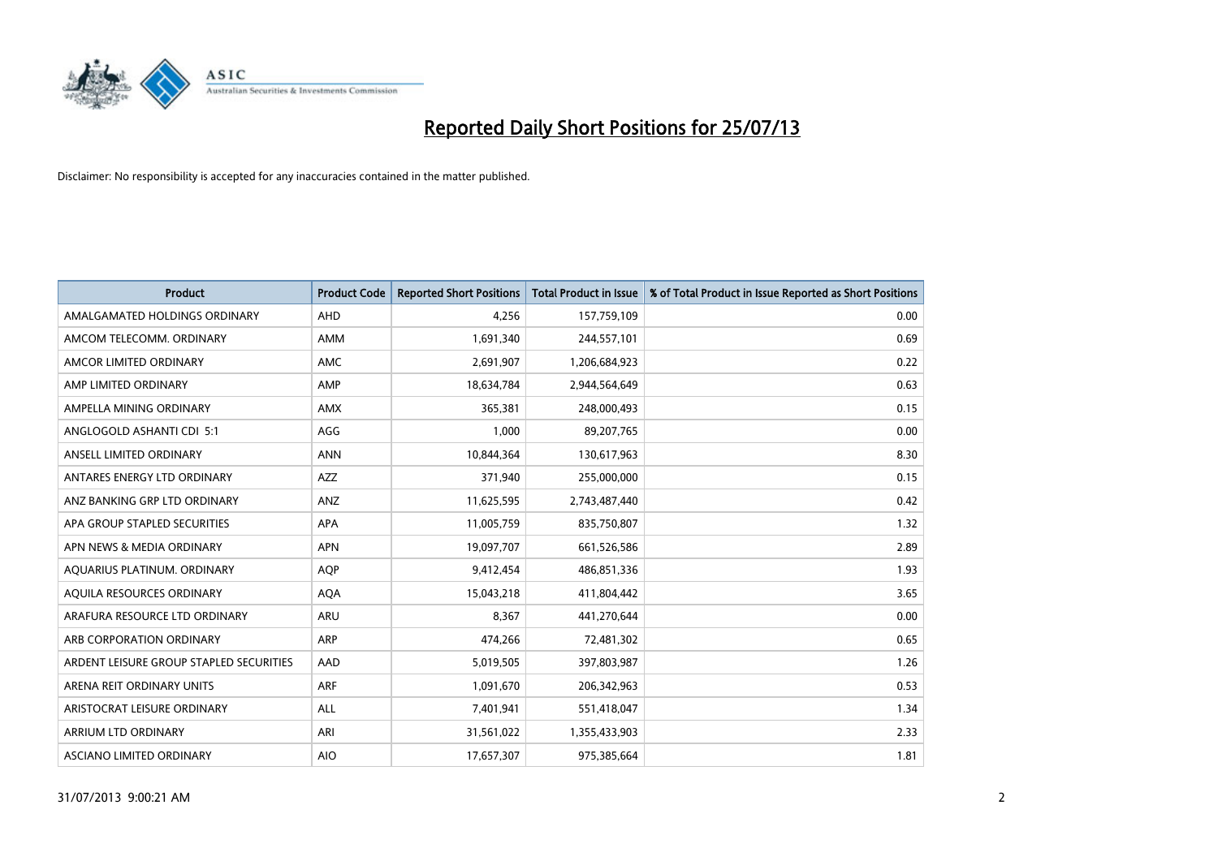# Reported Daily Short Positions for 25/07/13

Disclaimer: No responsibility is accepted for any inaccuracies contained in the matter published.

| Product | Product Code | Reported Short Positions | Total Product in Issue | % of Total Product in Issue Reported as Short Positions |
|---|---|---|---|---|
| AMALGAMATED HOLDINGS ORDINARY | AHD | 4,256 | 157,759,109 | 0.00 |
| AMCOM TELECOMM. ORDINARY | AMM | 1,691,340 | 244,557,101 | 0.69 |
| AMCOR LIMITED ORDINARY | AMC | 2,691,907 | 1,206,684,923 | 0.22 |
| AMP LIMITED ORDINARY | AMP | 18,634,784 | 2,944,564,649 | 0.63 |
| AMPELLA MINING ORDINARY | AMX | 365,381 | 248,000,493 | 0.15 |
| ANGLOGOLD ASHANTI CDI 5:1 | AGG | 1,000 | 89,207,765 | 0.00 |
| ANSELL LIMITED ORDINARY | ANN | 10,844,364 | 130,617,963 | 8.30 |
| ANTARES ENERGY LTD ORDINARY | AZZ | 371,940 | 255,000,000 | 0.15 |
| ANZ BANKING GRP LTD ORDINARY | ANZ | 11,625,595 | 2,743,487,440 | 0.42 |
| APA GROUP STAPLED SECURITIES | APA | 11,005,759 | 835,750,807 | 1.32 |
| APN NEWS & MEDIA ORDINARY | APN | 19,097,707 | 661,526,586 | 2.89 |
| AQUARIUS PLATINUM. ORDINARY | AQP | 9,412,454 | 486,851,336 | 1.93 |
| AQUILA RESOURCES ORDINARY | AQA | 15,043,218 | 411,804,442 | 3.65 |
| ARAFURA RESOURCE LTD ORDINARY | ARU | 8,367 | 441,270,644 | 0.00 |
| ARB CORPORATION ORDINARY | ARP | 474,266 | 72,481,302 | 0.65 |
| ARDENT LEISURE GROUP STAPLED SECURITIES | AAD | 5,019,505 | 397,803,987 | 1.26 |
| ARENA REIT ORDINARY UNITS | ARF | 1,091,670 | 206,342,963 | 0.53 |
| ARISTOCRAT LEISURE ORDINARY | ALL | 7,401,941 | 551,418,047 | 1.34 |
| ARRIUM LTD ORDINARY | ARI | 31,561,022 | 1,355,433,903 | 2.33 |
| ASCIANO LIMITED ORDINARY | AIO | 17,657,307 | 975,385,664 | 1.81 |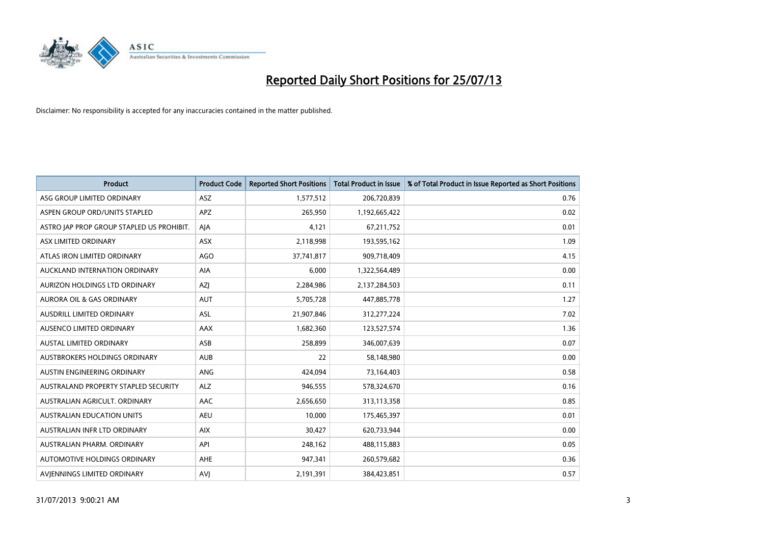# Reported Daily Short Positions for 25/07/13

Disclaimer: No responsibility is accepted for any inaccuracies contained in the matter published.

| Product | Product Code | Reported Short Positions | Total Product in Issue | % of Total Product in Issue Reported as Short Positions |
|---|---|---|---|---|
| ASG GROUP LIMITED ORDINARY | ASZ | 1,577,512 | 206,720,839 | 0.76 |
| ASPEN GROUP ORD/UNITS STAPLED | APZ | 265,950 | 1,192,665,422 | 0.02 |
| ASTRO JAP PROP GROUP STAPLED US PROHIBIT. | AJA | 4,121 | 67,211,752 | 0.01 |
| ASX LIMITED ORDINARY | ASX | 2,118,998 | 193,595,162 | 1.09 |
| ATLAS IRON LIMITED ORDINARY | AGO | 37,741,817 | 909,718,409 | 4.15 |
| AUCKLAND INTERNATION ORDINARY | AIA | 6,000 | 1,322,564,489 | 0.00 |
| AURIZON HOLDINGS LTD ORDINARY | AZJ | 2,284,986 | 2,137,284,503 | 0.11 |
| AURORA OIL & GAS ORDINARY | AUT | 5,705,728 | 447,885,778 | 1.27 |
| AUSDRILL LIMITED ORDINARY | ASL | 21,907,846 | 312,277,224 | 7.02 |
| AUSENCO LIMITED ORDINARY | AAX | 1,682,360 | 123,527,574 | 1.36 |
| AUSTAL LIMITED ORDINARY | ASB | 258,899 | 346,007,639 | 0.07 |
| AUSTBROKERS HOLDINGS ORDINARY | AUB | 22 | 58,148,980 | 0.00 |
| AUSTIN ENGINEERING ORDINARY | ANG | 424,094 | 73,164,403 | 0.58 |
| AUSTRALAND PROPERTY STAPLED SECURITY | ALZ | 946,555 | 578,324,670 | 0.16 |
| AUSTRALIAN AGRICULT. ORDINARY | AAC | 2,656,650 | 313,113,358 | 0.85 |
| AUSTRALIAN EDUCATION UNITS | AEU | 10,000 | 175,465,397 | 0.01 |
| AUSTRALIAN INFR LTD ORDINARY | AIX | 30,427 | 620,733,944 | 0.00 |
| AUSTRALIAN PHARM. ORDINARY | API | 248,162 | 488,115,883 | 0.05 |
| AUTOMOTIVE HOLDINGS ORDINARY | AHE | 947,341 | 260,579,682 | 0.36 |
| AVJENNINGS LIMITED ORDINARY | AVJ | 2,191,391 | 384,423,851 | 0.57 |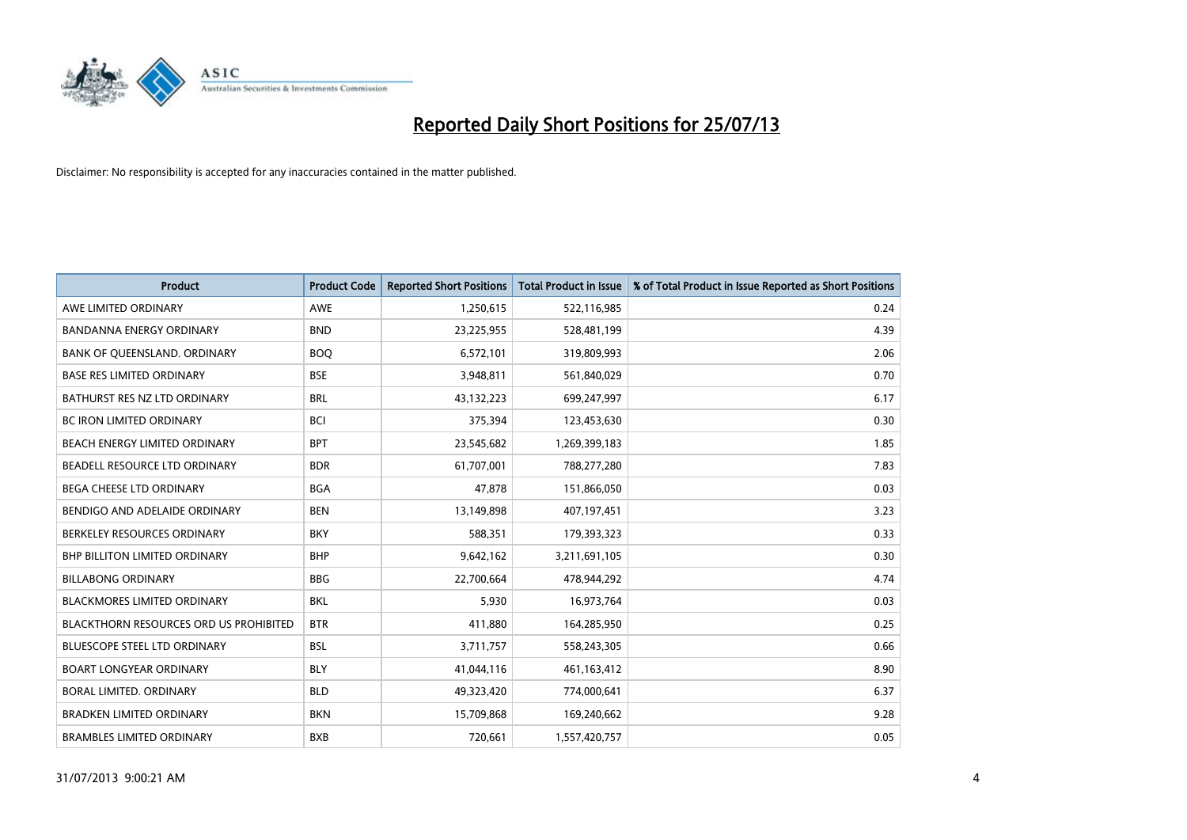# Reported Daily Short Positions for 25/07/13

Disclaimer: No responsibility is accepted for any inaccuracies contained in the matter published.

| Product | Product Code | Reported Short Positions | Total Product in Issue | % of Total Product in Issue Reported as Short Positions |
|---|---|---|---|---|
| AWE LIMITED ORDINARY | AWE | 1,250,615 | 522,116,985 | 0.24 |
| BANDANNA ENERGY ORDINARY | BND | 23,225,955 | 528,481,199 | 4.39 |
| BANK OF QUEENSLAND. ORDINARY | BOQ | 6,572,101 | 319,809,993 | 2.06 |
| BASE RES LIMITED ORDINARY | BSE | 3,948,811 | 561,840,029 | 0.70 |
| BATHURST RES NZ LTD ORDINARY | BRL | 43,132,223 | 699,247,997 | 6.17 |
| BC IRON LIMITED ORDINARY | BCI | 375,394 | 123,453,630 | 0.30 |
| BEACH ENERGY LIMITED ORDINARY | BPT | 23,545,682 | 1,269,399,183 | 1.85 |
| BEADELL RESOURCE LTD ORDINARY | BDR | 61,707,001 | 788,277,280 | 7.83 |
| BEGA CHEESE LTD ORDINARY | BGA | 47,878 | 151,866,050 | 0.03 |
| BENDIGO AND ADELAIDE ORDINARY | BEN | 13,149,898 | 407,197,451 | 3.23 |
| BERKELEY RESOURCES ORDINARY | BKY | 588,351 | 179,393,323 | 0.33 |
| BHP BILLITON LIMITED ORDINARY | BHP | 9,642,162 | 3,211,691,105 | 0.30 |
| BILLABONG ORDINARY | BBG | 22,700,664 | 478,944,292 | 4.74 |
| BLACKMORES LIMITED ORDINARY | BKL | 5,930 | 16,973,764 | 0.03 |
| BLACKTHORN RESOURCES ORD US PROHIBITED | BTR | 411,880 | 164,285,950 | 0.25 |
| BLUESCOPE STEEL LTD ORDINARY | BSL | 3,711,757 | 558,243,305 | 0.66 |
| BOART LONGYEAR ORDINARY | BLY | 41,044,116 | 461,163,412 | 8.90 |
| BORAL LIMITED. ORDINARY | BLD | 49,323,420 | 774,000,641 | 6.37 |
| BRADKEN LIMITED ORDINARY | BKN | 15,709,868 | 169,240,662 | 9.28 |
| BRAMBLES LIMITED ORDINARY | BXB | 720,661 | 1,557,420,757 | 0.05 |

31/07/2013 9:00:21 AM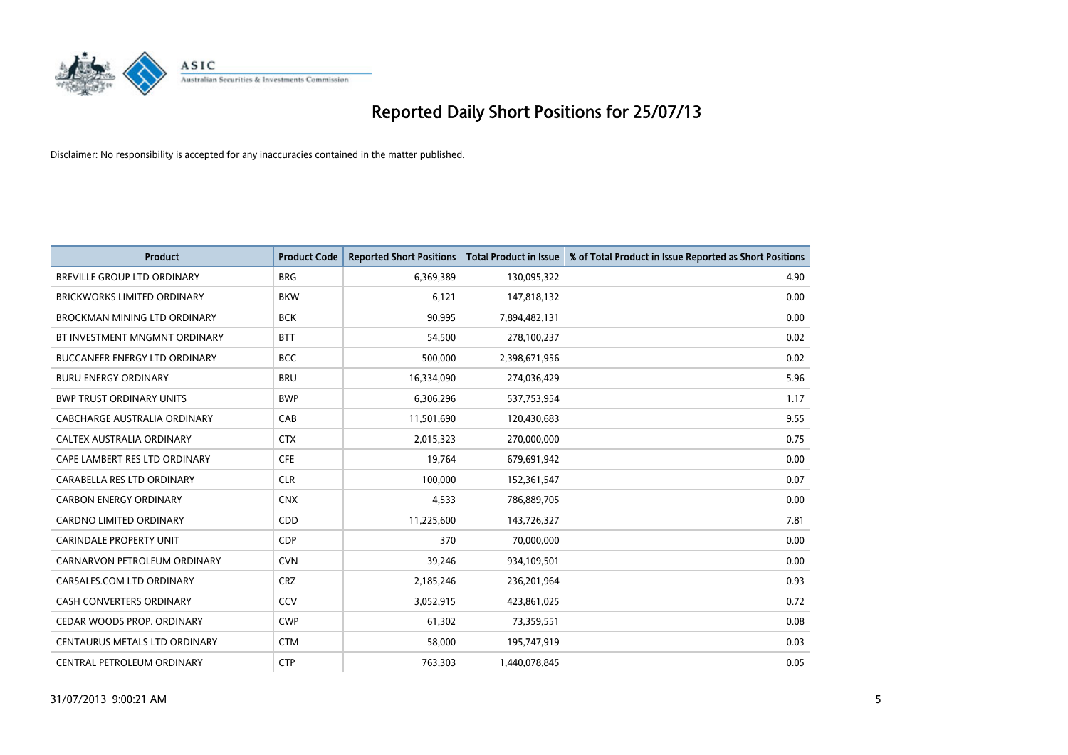# Reported Daily Short Positions for 25/07/13

Disclaimer: No responsibility is accepted for any inaccuracies contained in the matter published.

| Product | Product Code | Reported Short Positions | Total Product in Issue | % of Total Product in Issue Reported as Short Positions |
|---|---|---|---|---|
| BREVILLE GROUP LTD ORDINARY | BRG | 6,369,389 | 130,095,322 | 4.90 |
| BRICKWORKS LIMITED ORDINARY | BKW | 6,121 | 147,818,132 | 0.00 |
| BROCKMAN MINING LTD ORDINARY | BCK | 90,995 | 7,894,482,131 | 0.00 |
| BT INVESTMENT MNGMNT ORDINARY | BTT | 54,500 | 278,100,237 | 0.02 |
| BUCCANEER ENERGY LTD ORDINARY | BCC | 500,000 | 2,398,671,956 | 0.02 |
| BURU ENERGY ORDINARY | BRU | 16,334,090 | 274,036,429 | 5.96 |
| BWP TRUST ORDINARY UNITS | BWP | 6,306,296 | 537,753,954 | 1.17 |
| CABCHARGE AUSTRALIA ORDINARY | CAB | 11,501,690 | 120,430,683 | 9.55 |
| CALTEX AUSTRALIA ORDINARY | CTX | 2,015,323 | 270,000,000 | 0.75 |
| CAPE LAMBERT RES LTD ORDINARY | CFE | 19,764 | 679,691,942 | 0.00 |
| CARABELLA RES LTD ORDINARY | CLR | 100,000 | 152,361,547 | 0.07 |
| CARBON ENERGY ORDINARY | CNX | 4,533 | 786,889,705 | 0.00 |
| CARDNO LIMITED ORDINARY | CDD | 11,225,600 | 143,726,327 | 7.81 |
| CARINDALE PROPERTY UNIT | CDP | 370 | 70,000,000 | 0.00 |
| CARNARVON PETROLEUM ORDINARY | CVN | 39,246 | 934,109,501 | 0.00 |
| CARSALES.COM LTD ORDINARY | CRZ | 2,185,246 | 236,201,964 | 0.93 |
| CASH CONVERTERS ORDINARY | CCV | 3,052,915 | 423,861,025 | 0.72 |
| CEDAR WOODS PROP. ORDINARY | CWP | 61,302 | 73,359,551 | 0.08 |
| CENTAURUS METALS LTD ORDINARY | CTM | 58,000 | 195,747,919 | 0.03 |
| CENTRAL PETROLEUM ORDINARY | CTP | 763,303 | 1,440,078,845 | 0.05 |

31/07/2013 9:00:21 AM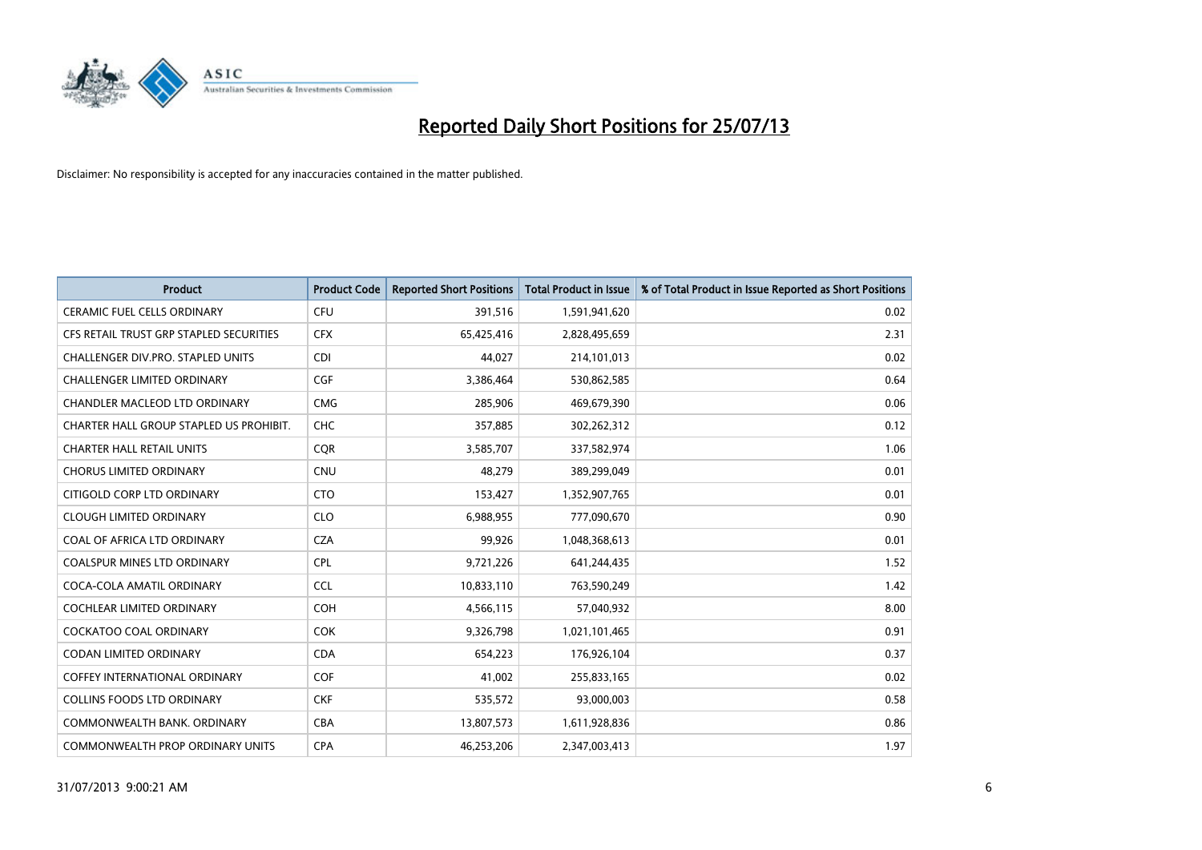# Reported Daily Short Positions for 25/07/13

Disclaimer: No responsibility is accepted for any inaccuracies contained in the matter published.

| Product | Product Code | Reported Short Positions | Total Product in Issue | % of Total Product in Issue Reported as Short Positions |
|---|---|---|---|---|
| CERAMIC FUEL CELLS ORDINARY | CFU | 391,516 | 1,591,941,620 | 0.02 |
| CFS RETAIL TRUST GRP STAPLED SECURITIES | CFX | 65,425,416 | 2,828,495,659 | 2.31 |
| CHALLENGER DIV.PRO. STAPLED UNITS | CDI | 44,027 | 214,101,013 | 0.02 |
| CHALLENGER LIMITED ORDINARY | CGF | 3,386,464 | 530,862,585 | 0.64 |
| CHANDLER MACLEOD LTD ORDINARY | CMG | 285,906 | 469,679,390 | 0.06 |
| CHARTER HALL GROUP STAPLED US PROHIBIT. | CHC | 357,885 | 302,262,312 | 0.12 |
| CHARTER HALL RETAIL UNITS | CQR | 3,585,707 | 337,582,974 | 1.06 |
| CHORUS LIMITED ORDINARY | CNU | 48,279 | 389,299,049 | 0.01 |
| CITIGOLD CORP LTD ORDINARY | CTO | 153,427 | 1,352,907,765 | 0.01 |
| CLOUGH LIMITED ORDINARY | CLO | 6,988,955 | 777,090,670 | 0.90 |
| COAL OF AFRICA LTD ORDINARY | CZA | 99,926 | 1,048,368,613 | 0.01 |
| COALSPUR MINES LTD ORDINARY | CPL | 9,721,226 | 641,244,435 | 1.52 |
| COCA-COLA AMATIL ORDINARY | CCL | 10,833,110 | 763,590,249 | 1.42 |
| COCHLEAR LIMITED ORDINARY | COH | 4,566,115 | 57,040,932 | 8.00 |
| COCKATOO COAL ORDINARY | COK | 9,326,798 | 1,021,101,465 | 0.91 |
| CODAN LIMITED ORDINARY | CDA | 654,223 | 176,926,104 | 0.37 |
| COFFEY INTERNATIONAL ORDINARY | COF | 41,002 | 255,833,165 | 0.02 |
| COLLINS FOODS LTD ORDINARY | CKF | 535,572 | 93,000,003 | 0.58 |
| COMMONWEALTH BANK. ORDINARY | CBA | 13,807,573 | 1,611,928,836 | 0.86 |
| COMMONWEALTH PROP ORDINARY UNITS | CPA | 46,253,206 | 2,347,003,413 | 1.97 |

31/07/2013 9:00:21 AM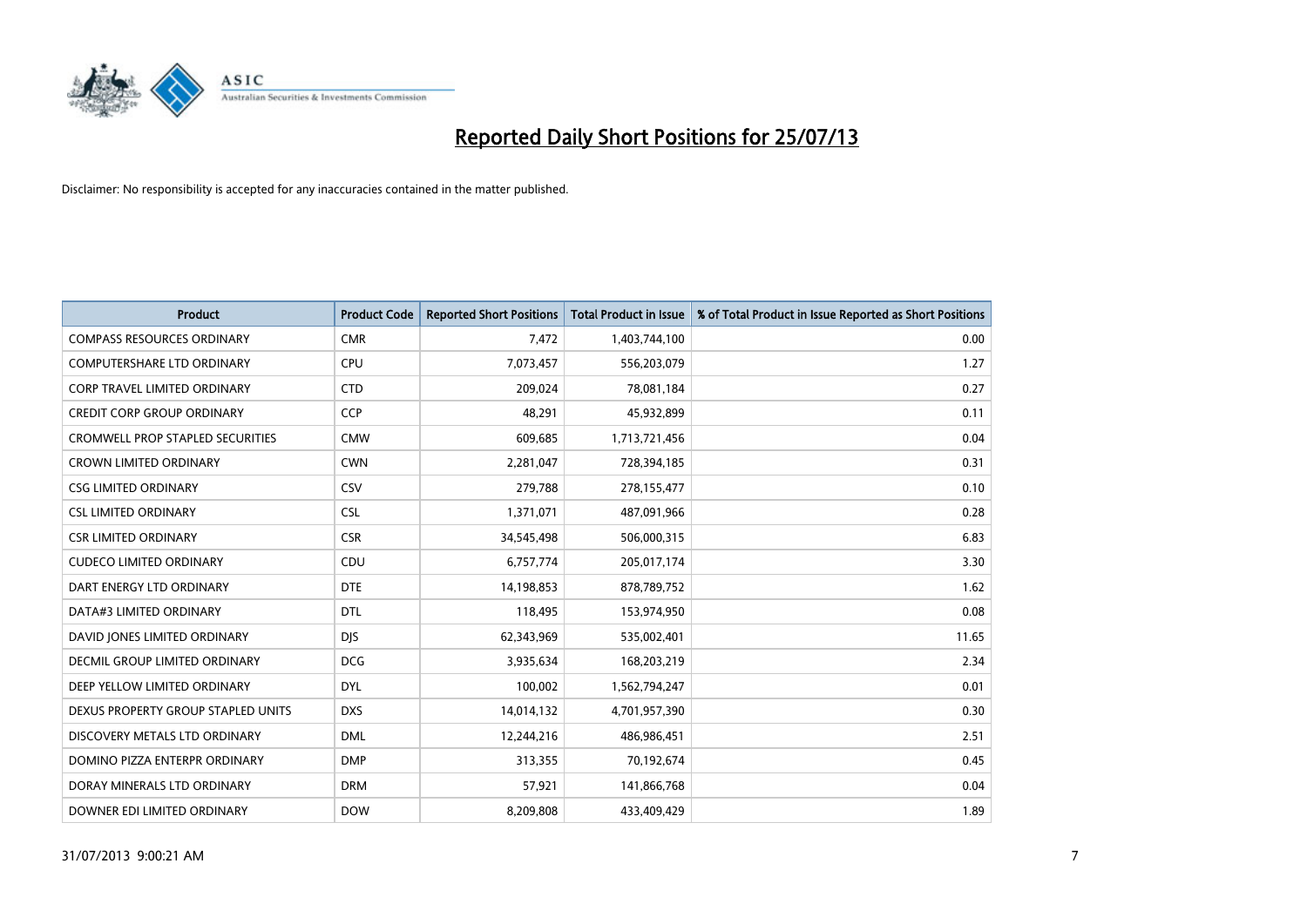# Reported Daily Short Positions for 25/07/13

Disclaimer: No responsibility is accepted for any inaccuracies contained in the matter published.

| Product | Product Code | Reported Short Positions | Total Product in Issue | % of Total Product in Issue Reported as Short Positions |
|---|---|---|---|---|
| COMPASS RESOURCES ORDINARY | CMR | 7,472 | 1,403,744,100 | 0.00 |
| COMPUTERSHARE LTD ORDINARY | CPU | 7,073,457 | 556,203,079 | 1.27 |
| CORP TRAVEL LIMITED ORDINARY | CTD | 209,024 | 78,081,184 | 0.27 |
| CREDIT CORP GROUP ORDINARY | CCP | 48,291 | 45,932,899 | 0.11 |
| CROMWELL PROP STAPLED SECURITIES | CMW | 609,685 | 1,713,721,456 | 0.04 |
| CROWN LIMITED ORDINARY | CWN | 2,281,047 | 728,394,185 | 0.31 |
| CSG LIMITED ORDINARY | CSV | 279,788 | 278,155,477 | 0.10 |
| CSL LIMITED ORDINARY | CSL | 1,371,071 | 487,091,966 | 0.28 |
| CSR LIMITED ORDINARY | CSR | 34,545,498 | 506,000,315 | 6.83 |
| CUDECO LIMITED ORDINARY | CDU | 6,757,774 | 205,017,174 | 3.30 |
| DART ENERGY LTD ORDINARY | DTE | 14,198,853 | 878,789,752 | 1.62 |
| DATA#3 LIMITED ORDINARY | DTL | 118,495 | 153,974,950 | 0.08 |
| DAVID JONES LIMITED ORDINARY | DJS | 62,343,969 | 535,002,401 | 11.65 |
| DECMIL GROUP LIMITED ORDINARY | DCG | 3,935,634 | 168,203,219 | 2.34 |
| DEEP YELLOW LIMITED ORDINARY | DYL | 100,002 | 1,562,794,247 | 0.01 |
| DEXUS PROPERTY GROUP STAPLED UNITS | DXS | 14,014,132 | 4,701,957,390 | 0.30 |
| DISCOVERY METALS LTD ORDINARY | DML | 12,244,216 | 486,986,451 | 2.51 |
| DOMINO PIZZA ENTERPR ORDINARY | DMP | 313,355 | 70,192,674 | 0.45 |
| DORAY MINERALS LTD ORDINARY | DRM | 57,921 | 141,866,768 | 0.04 |
| DOWNER EDI LIMITED ORDINARY | DOW | 8,209,808 | 433,409,429 | 1.89 |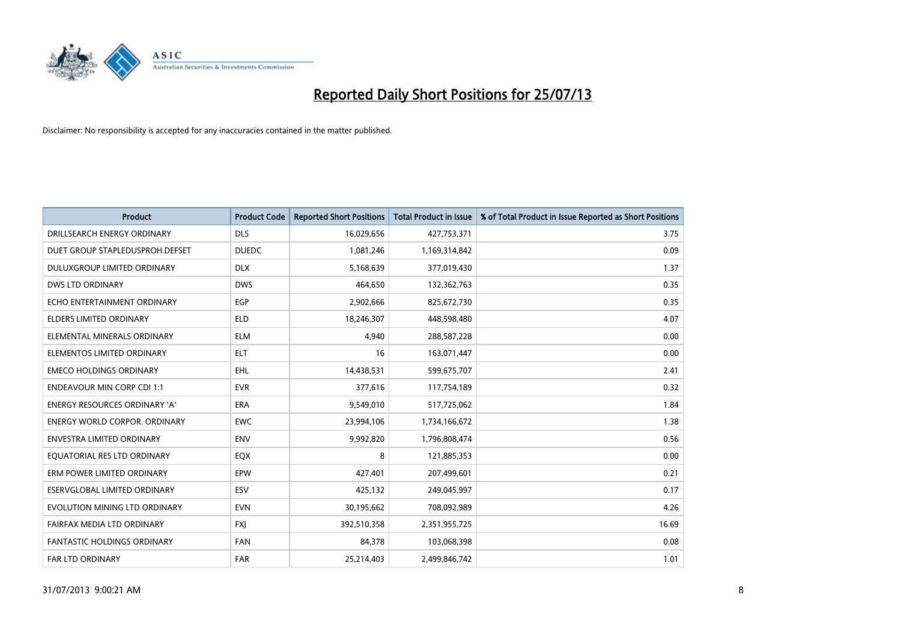# Reported Daily Short Positions for 25/07/13

Disclaimer: No responsibility is accepted for any inaccuracies contained in the matter published.

| Product | Product Code | Reported Short Positions | Total Product in Issue | % of Total Product in Issue Reported as Short Positions |
|---|---|---|---|---|
| DRILLSEARCH ENERGY ORDINARY | DLS | 16,029,656 | 427,753,371 | 3.75 |
| DUET GROUP STAPLEDUSPROH.DEFSET | DUEDC | 1,081,246 | 1,169,314,842 | 0.09 |
| DULUXGROUP LIMITED ORDINARY | DLX | 5,168,639 | 377,019,430 | 1.37 |
| DWS LTD ORDINARY | DWS | 464,650 | 132,362,763 | 0.35 |
| ECHO ENTERTAINMENT ORDINARY | EGP | 2,902,666 | 825,672,730 | 0.35 |
| ELDERS LIMITED ORDINARY | ELD | 18,246,307 | 448,598,480 | 4.07 |
| ELEMENTAL MINERALS ORDINARY | ELM | 4,940 | 288,587,228 | 0.00 |
| ELEMENTOS LIMITED ORDINARY | ELT | 16 | 163,071,447 | 0.00 |
| EMECO HOLDINGS ORDINARY | EHL | 14,438,531 | 599,675,707 | 2.41 |
| ENDEAVOUR MIN CORP CDI 1:1 | EVR | 377,616 | 117,754,189 | 0.32 |
| ENERGY RESOURCES ORDINARY 'A' | ERA | 9,549,010 | 517,725,062 | 1.84 |
| ENERGY WORLD CORPOR. ORDINARY | EWC | 23,994,106 | 1,734,166,672 | 1.38 |
| ENVESTRA LIMITED ORDINARY | ENV | 9,992,820 | 1,796,808,474 | 0.56 |
| EQUATORIAL RES LTD ORDINARY | EQX | 8 | 121,885,353 | 0.00 |
| ERM POWER LIMITED ORDINARY | EPW | 427,401 | 207,499,601 | 0.21 |
| ESERVGLOBAL LIMITED ORDINARY | ESV | 425,132 | 249,045,997 | 0.17 |
| EVOLUTION MINING LTD ORDINARY | EVN | 30,195,662 | 708,092,989 | 4.26 |
| FAIRFAX MEDIA LTD ORDINARY | FXJ | 392,510,358 | 2,351,955,725 | 16.69 |
| FANTASTIC HOLDINGS ORDINARY | FAN | 84,378 | 103,068,398 | 0.08 |
| FAR LTD ORDINARY | FAR | 25,214,403 | 2,499,846,742 | 1.01 |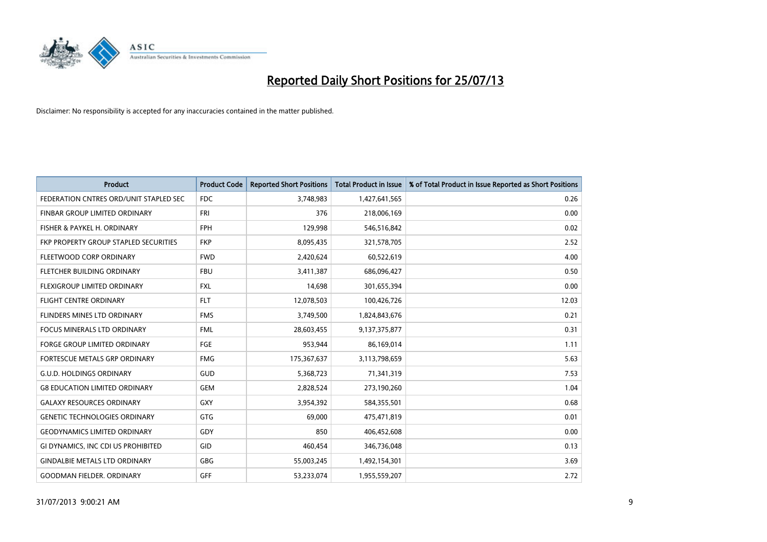# Reported Daily Short Positions for 25/07/13

Disclaimer: No responsibility is accepted for any inaccuracies contained in the matter published.

| Product | Product Code | Reported Short Positions | Total Product in Issue | % of Total Product in Issue Reported as Short Positions |
|---|---|---|---|---|
| FEDERATION CNTRES ORD/UNIT STAPLED SEC | FDC | 3,748,983 | 1,427,641,565 | 0.26 |
| FINBAR GROUP LIMITED ORDINARY | FRI | 376 | 218,006,169 | 0.00 |
| FISHER & PAYKEL H. ORDINARY | FPH | 129,998 | 546,516,842 | 0.02 |
| FKP PROPERTY GROUP STAPLED SECURITIES | FKP | 8,095,435 | 321,578,705 | 2.52 |
| FLEETWOOD CORP ORDINARY | FWD | 2,420,624 | 60,522,619 | 4.00 |
| FLETCHER BUILDING ORDINARY | FBU | 3,411,387 | 686,096,427 | 0.50 |
| FLEXIGROUP LIMITED ORDINARY | FXL | 14,698 | 301,655,394 | 0.00 |
| FLIGHT CENTRE ORDINARY | FLT | 12,078,503 | 100,426,726 | 12.03 |
| FLINDERS MINES LTD ORDINARY | FMS | 3,749,500 | 1,824,843,676 | 0.21 |
| FOCUS MINERALS LTD ORDINARY | FML | 28,603,455 | 9,137,375,877 | 0.31 |
| FORGE GROUP LIMITED ORDINARY | FGE | 953,944 | 86,169,014 | 1.11 |
| FORTESCUE METALS GRP ORDINARY | FMG | 175,367,637 | 3,113,798,659 | 5.63 |
| G.U.D. HOLDINGS ORDINARY | GUD | 5,368,723 | 71,341,319 | 7.53 |
| G8 EDUCATION LIMITED ORDINARY | GEM | 2,828,524 | 273,190,260 | 1.04 |
| GALAXY RESOURCES ORDINARY | GXY | 3,954,392 | 584,355,501 | 0.68 |
| GENETIC TECHNOLOGIES ORDINARY | GTG | 69,000 | 475,471,819 | 0.01 |
| GEODYNAMICS LIMITED ORDINARY | GDY | 850 | 406,452,608 | 0.00 |
| GI DYNAMICS, INC CDI US PROHIBITED | GID | 460,454 | 346,736,048 | 0.13 |
| GINDALBIE METALS LTD ORDINARY | GBG | 55,003,245 | 1,492,154,301 | 3.69 |
| GOODMAN FIELDER. ORDINARY | GFF | 53,233,074 | 1,955,559,207 | 2.72 |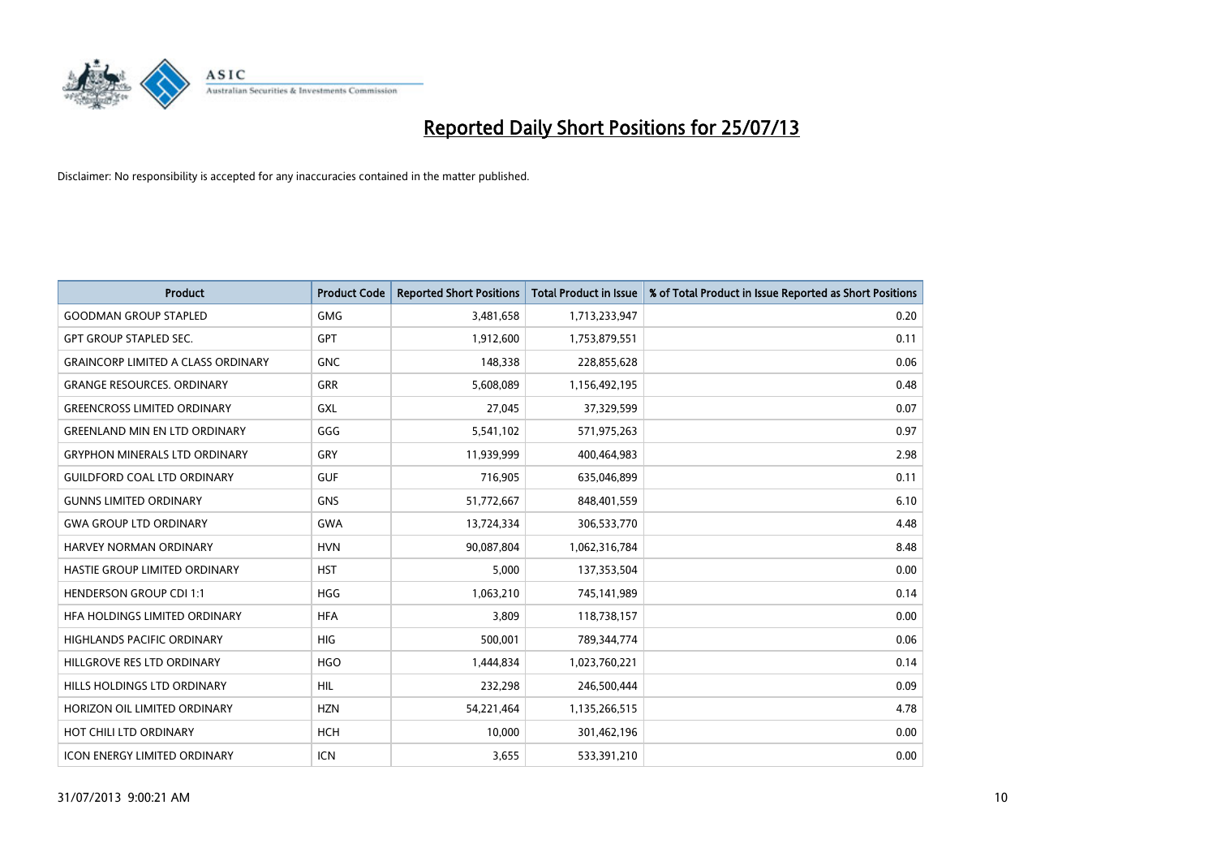# Reported Daily Short Positions for 25/07/13

Disclaimer: No responsibility is accepted for any inaccuracies contained in the matter published.

| Product | Product Code | Reported Short Positions | Total Product in Issue | % of Total Product in Issue Reported as Short Positions |
|---|---|---|---|---|
| GOODMAN GROUP STAPLED | GMG | 3,481,658 | 1,713,233,947 | 0.20 |
| GPT GROUP STAPLED SEC. | GPT | 1,912,600 | 1,753,879,551 | 0.11 |
| GRAINCORP LIMITED A CLASS ORDINARY | GNC | 148,338 | 228,855,628 | 0.06 |
| GRANGE RESOURCES. ORDINARY | GRR | 5,608,089 | 1,156,492,195 | 0.48 |
| GREENCROSS LIMITED ORDINARY | GXL | 27,045 | 37,329,599 | 0.07 |
| GREENLAND MIN EN LTD ORDINARY | GGG | 5,541,102 | 571,975,263 | 0.97 |
| GRYPHON MINERALS LTD ORDINARY | GRY | 11,939,999 | 400,464,983 | 2.98 |
| GUILDFORD COAL LTD ORDINARY | GUF | 716,905 | 635,046,899 | 0.11 |
| GUNNS LIMITED ORDINARY | GNS | 51,772,667 | 848,401,559 | 6.10 |
| GWA GROUP LTD ORDINARY | GWA | 13,724,334 | 306,533,770 | 4.48 |
| HARVEY NORMAN ORDINARY | HVN | 90,087,804 | 1,062,316,784 | 8.48 |
| HASTIE GROUP LIMITED ORDINARY | HST | 5,000 | 137,353,504 | 0.00 |
| HENDERSON GROUP CDI 1:1 | HGG | 1,063,210 | 745,141,989 | 0.14 |
| HFA HOLDINGS LIMITED ORDINARY | HFA | 3,809 | 118,738,157 | 0.00 |
| HIGHLANDS PACIFIC ORDINARY | HIG | 500,001 | 789,344,774 | 0.06 |
| HILLGROVE RES LTD ORDINARY | HGO | 1,444,834 | 1,023,760,221 | 0.14 |
| HILLS HOLDINGS LTD ORDINARY | HIL | 232,298 | 246,500,444 | 0.09 |
| HORIZON OIL LIMITED ORDINARY | HZN | 54,221,464 | 1,135,266,515 | 4.78 |
| HOT CHILI LTD ORDINARY | HCH | 10,000 | 301,462,196 | 0.00 |
| ICON ENERGY LIMITED ORDINARY | ICN | 3,655 | 533,391,210 | 0.00 |

31/07/2013 9:00:21 AM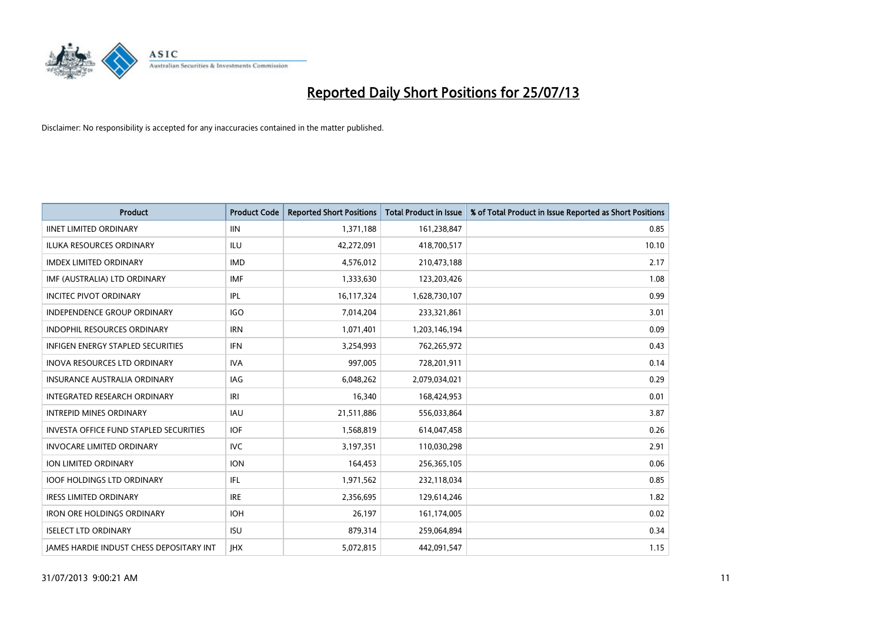# Reported Daily Short Positions for 25/07/13

Disclaimer: No responsibility is accepted for any inaccuracies contained in the matter published.

| Product | Product Code | Reported Short Positions | Total Product in Issue | % of Total Product in Issue Reported as Short Positions |
|---|---|---|---|---|
| IINET LIMITED ORDINARY | IIN | 1,371,188 | 161,238,847 | 0.85 |
| ILUKA RESOURCES ORDINARY | ILU | 42,272,091 | 418,700,517 | 10.10 |
| IMDEX LIMITED ORDINARY | IMD | 4,576,012 | 210,473,188 | 2.17 |
| IMF (AUSTRALIA) LTD ORDINARY | IMF | 1,333,630 | 123,203,426 | 1.08 |
| INCITEC PIVOT ORDINARY | IPL | 16,117,324 | 1,628,730,107 | 0.99 |
| INDEPENDENCE GROUP ORDINARY | IGO | 7,014,204 | 233,321,861 | 3.01 |
| INDOPHIL RESOURCES ORDINARY | IRN | 1,071,401 | 1,203,146,194 | 0.09 |
| INFIGEN ENERGY STAPLED SECURITIES | IFN | 3,254,993 | 762,265,972 | 0.43 |
| INOVA RESOURCES LTD ORDINARY | IVA | 997,005 | 728,201,911 | 0.14 |
| INSURANCE AUSTRALIA ORDINARY | IAG | 6,048,262 | 2,079,034,021 | 0.29 |
| INTEGRATED RESEARCH ORDINARY | IRI | 16,340 | 168,424,953 | 0.01 |
| INTREPID MINES ORDINARY | IAU | 21,511,886 | 556,033,864 | 3.87 |
| INVESTA OFFICE FUND STAPLED SECURITIES | IOF | 1,568,819 | 614,047,458 | 0.26 |
| INVOCARE LIMITED ORDINARY | IVC | 3,197,351 | 110,030,298 | 2.91 |
| ION LIMITED ORDINARY | ION | 164,453 | 256,365,105 | 0.06 |
| IOOF HOLDINGS LTD ORDINARY | IFL | 1,971,562 | 232,118,034 | 0.85 |
| IRESS LIMITED ORDINARY | IRE | 2,356,695 | 129,614,246 | 1.82 |
| IRON ORE HOLDINGS ORDINARY | IOH | 26,197 | 161,174,005 | 0.02 |
| ISELECT LTD ORDINARY | ISU | 879,314 | 259,064,894 | 0.34 |
| JAMES HARDIE INDUST CHESS DEPOSITARY INT | JHX | 5,072,815 | 442,091,547 | 1.15 |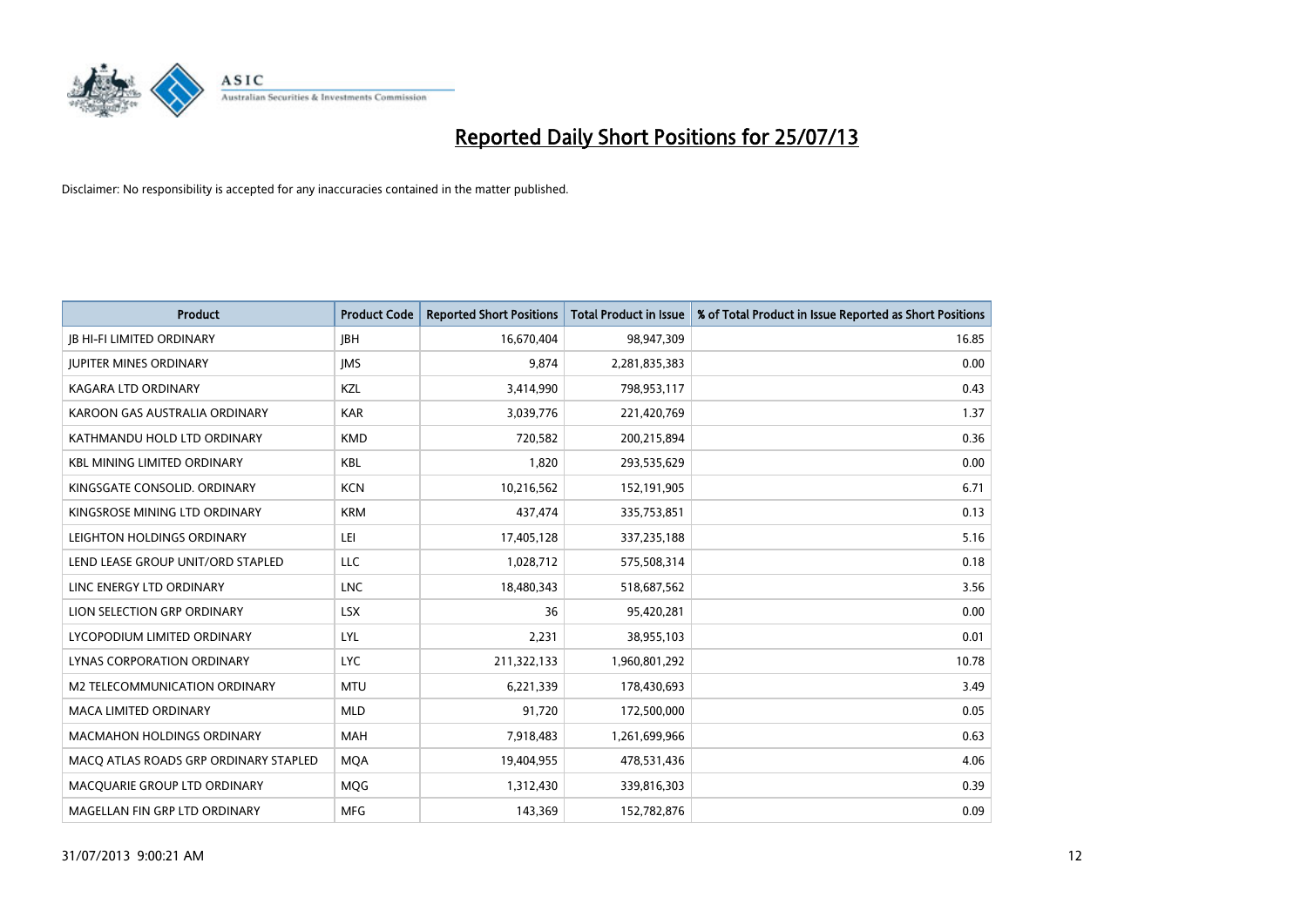# Reported Daily Short Positions for 25/07/13

Disclaimer: No responsibility is accepted for any inaccuracies contained in the matter published.

| Product | Product Code | Reported Short Positions | Total Product in Issue | % of Total Product in Issue Reported as Short Positions |
|---|---|---|---|---|
| JB HI-FI LIMITED ORDINARY | JBH | 16,670,404 | 98,947,309 | 16.85 |
| JUPITER MINES ORDINARY | JMS | 9,874 | 2,281,835,383 | 0.00 |
| KAGARA LTD ORDINARY | KZL | 3,414,990 | 798,953,117 | 0.43 |
| KAROON GAS AUSTRALIA ORDINARY | KAR | 3,039,776 | 221,420,769 | 1.37 |
| KATHMANDU HOLD LTD ORDINARY | KMD | 720,582 | 200,215,894 | 0.36 |
| KBL MINING LIMITED ORDINARY | KBL | 1,820 | 293,535,629 | 0.00 |
| KINGSGATE CONSOLID. ORDINARY | KCN | 10,216,562 | 152,191,905 | 6.71 |
| KINGSROSE MINING LTD ORDINARY | KRM | 437,474 | 335,753,851 | 0.13 |
| LEIGHTON HOLDINGS ORDINARY | LEI | 17,405,128 | 337,235,188 | 5.16 |
| LEND LEASE GROUP UNIT/ORD STAPLED | LLC | 1,028,712 | 575,508,314 | 0.18 |
| LINC ENERGY LTD ORDINARY | LNC | 18,480,343 | 518,687,562 | 3.56 |
| LION SELECTION GRP ORDINARY | LSX | 36 | 95,420,281 | 0.00 |
| LYCOPODIUM LIMITED ORDINARY | LYL | 2,231 | 38,955,103 | 0.01 |
| LYNAS CORPORATION ORDINARY | LYC | 211,322,133 | 1,960,801,292 | 10.78 |
| M2 TELECOMMUNICATION ORDINARY | MTU | 6,221,339 | 178,430,693 | 3.49 |
| MACA LIMITED ORDINARY | MLD | 91,720 | 172,500,000 | 0.05 |
| MACMAHON HOLDINGS ORDINARY | MAH | 7,918,483 | 1,261,699,966 | 0.63 |
| MACQ ATLAS ROADS GRP ORDINARY STAPLED | MQA | 19,404,955 | 478,531,436 | 4.06 |
| MACQUARIE GROUP LTD ORDINARY | MQG | 1,312,430 | 339,816,303 | 0.39 |
| MAGELLAN FIN GRP LTD ORDINARY | MFG | 143,369 | 152,782,876 | 0.09 |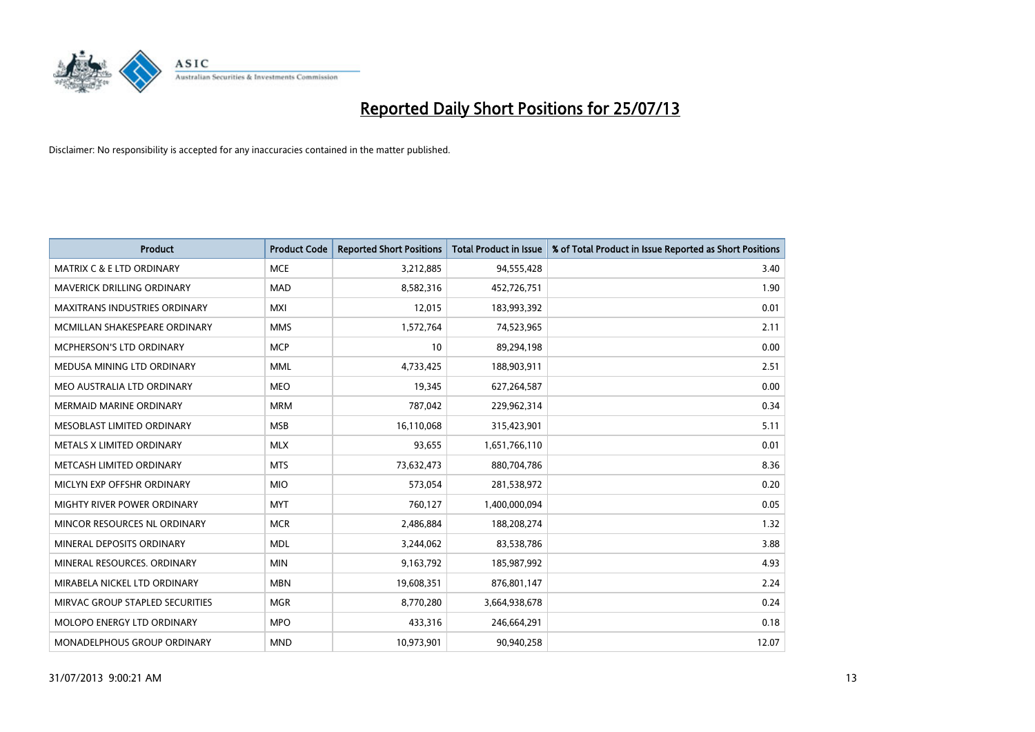# Reported Daily Short Positions for 25/07/13

Disclaimer: No responsibility is accepted for any inaccuracies contained in the matter published.

| Product | Product Code | Reported Short Positions | Total Product in Issue | % of Total Product in Issue Reported as Short Positions |
|---|---|---|---|---|
| MATRIX C & E LTD ORDINARY | MCE | 3,212,885 | 94,555,428 | 3.40 |
| MAVERICK DRILLING ORDINARY | MAD | 8,582,316 | 452,726,751 | 1.90 |
| MAXITRANS INDUSTRIES ORDINARY | MXI | 12,015 | 183,993,392 | 0.01 |
| MCMILLAN SHAKESPEARE ORDINARY | MMS | 1,572,764 | 74,523,965 | 2.11 |
| MCPHERSON'S LTD ORDINARY | MCP | 10 | 89,294,198 | 0.00 |
| MEDUSA MINING LTD ORDINARY | MML | 4,733,425 | 188,903,911 | 2.51 |
| MEO AUSTRALIA LTD ORDINARY | MEO | 19,345 | 627,264,587 | 0.00 |
| MERMAID MARINE ORDINARY | MRM | 787,042 | 229,962,314 | 0.34 |
| MESOBLAST LIMITED ORDINARY | MSB | 16,110,068 | 315,423,901 | 5.11 |
| METALS X LIMITED ORDINARY | MLX | 93,655 | 1,651,766,110 | 0.01 |
| METCASH LIMITED ORDINARY | MTS | 73,632,473 | 880,704,786 | 8.36 |
| MICLYN EXP OFFSHR ORDINARY | MIO | 573,054 | 281,538,972 | 0.20 |
| MIGHTY RIVER POWER ORDINARY | MYT | 760,127 | 1,400,000,094 | 0.05 |
| MINCOR RESOURCES NL ORDINARY | MCR | 2,486,884 | 188,208,274 | 1.32 |
| MINERAL DEPOSITS ORDINARY | MDL | 3,244,062 | 83,538,786 | 3.88 |
| MINERAL RESOURCES. ORDINARY | MIN | 9,163,792 | 185,987,992 | 4.93 |
| MIRABELA NICKEL LTD ORDINARY | MBN | 19,608,351 | 876,801,147 | 2.24 |
| MIRVAC GROUP STAPLED SECURITIES | MGR | 8,770,280 | 3,664,938,678 | 0.24 |
| MOLOPO ENERGY LTD ORDINARY | MPO | 433,316 | 246,664,291 | 0.18 |
| MONADELPHOUS GROUP ORDINARY | MND | 10,973,901 | 90,940,258 | 12.07 |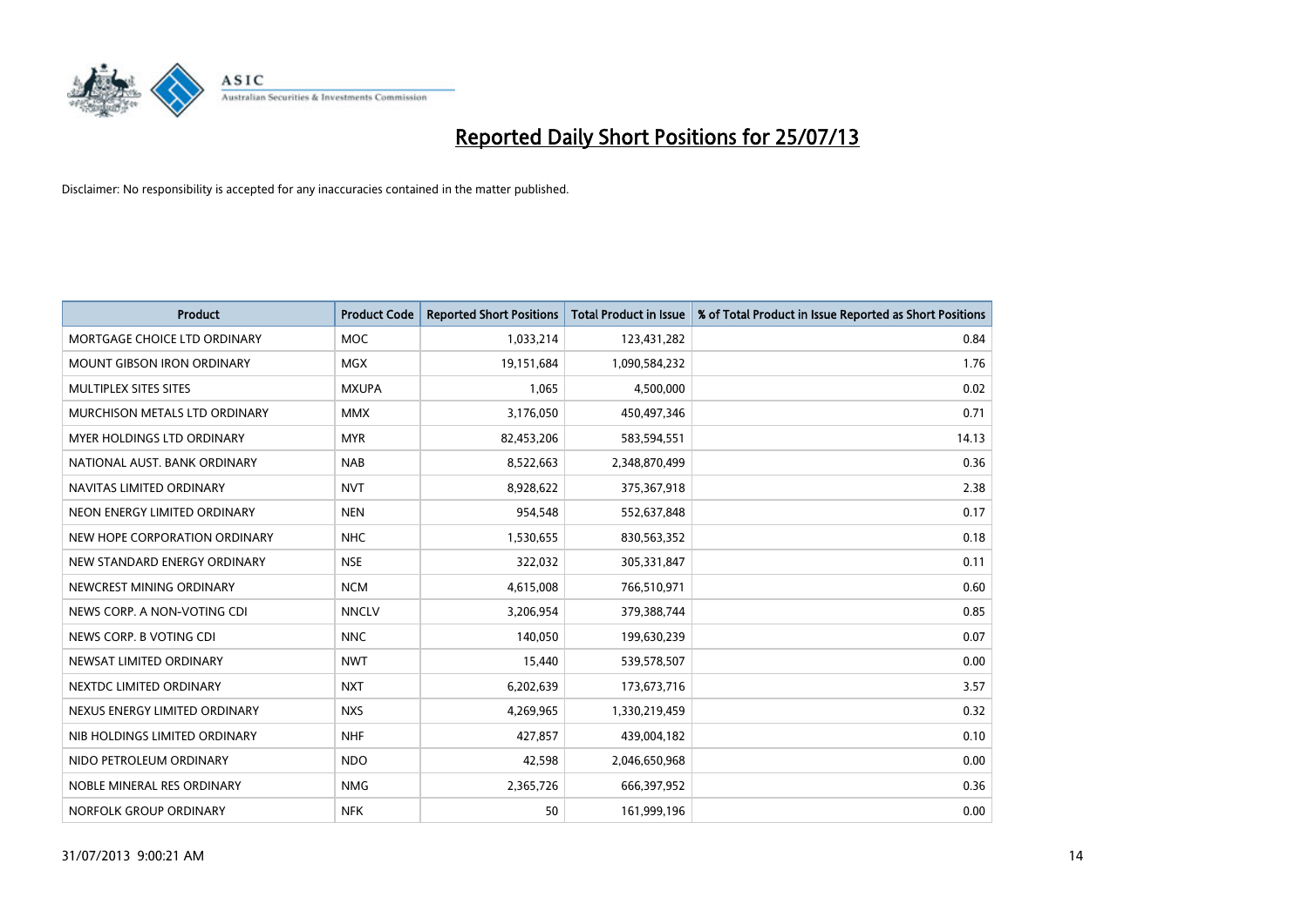# Reported Daily Short Positions for 25/07/13

Disclaimer: No responsibility is accepted for any inaccuracies contained in the matter published.

| Product | Product Code | Reported Short Positions | Total Product in Issue | % of Total Product in Issue Reported as Short Positions |
|---|---|---|---|---|
| MORTGAGE CHOICE LTD ORDINARY | MOC | 1,033,214 | 123,431,282 | 0.84 |
| MOUNT GIBSON IRON ORDINARY | MGX | 19,151,684 | 1,090,584,232 | 1.76 |
| MULTIPLEX SITES SITES | MXUPA | 1,065 | 4,500,000 | 0.02 |
| MURCHISON METALS LTD ORDINARY | MMX | 3,176,050 | 450,497,346 | 0.71 |
| MYER HOLDINGS LTD ORDINARY | MYR | 82,453,206 | 583,594,551 | 14.13 |
| NATIONAL AUST. BANK ORDINARY | NAB | 8,522,663 | 2,348,870,499 | 0.36 |
| NAVITAS LIMITED ORDINARY | NVT | 8,928,622 | 375,367,918 | 2.38 |
| NEON ENERGY LIMITED ORDINARY | NEN | 954,548 | 552,637,848 | 0.17 |
| NEW HOPE CORPORATION ORDINARY | NHC | 1,530,655 | 830,563,352 | 0.18 |
| NEW STANDARD ENERGY ORDINARY | NSE | 322,032 | 305,331,847 | 0.11 |
| NEWCREST MINING ORDINARY | NCM | 4,615,008 | 766,510,971 | 0.60 |
| NEWS CORP. A NON-VOTING CDI | NNCLV | 3,206,954 | 379,388,744 | 0.85 |
| NEWS CORP. B VOTING CDI | NNC | 140,050 | 199,630,239 | 0.07 |
| NEWSAT LIMITED ORDINARY | NWT | 15,440 | 539,578,507 | 0.00 |
| NEXTDC LIMITED ORDINARY | NXT | 6,202,639 | 173,673,716 | 3.57 |
| NEXUS ENERGY LIMITED ORDINARY | NXS | 4,269,965 | 1,330,219,459 | 0.32 |
| NIB HOLDINGS LIMITED ORDINARY | NHF | 427,857 | 439,004,182 | 0.10 |
| NIDO PETROLEUM ORDINARY | NDO | 42,598 | 2,046,650,968 | 0.00 |
| NOBLE MINERAL RES ORDINARY | NMG | 2,365,726 | 666,397,952 | 0.36 |
| NORFOLK GROUP ORDINARY | NFK | 50 | 161,999,196 | 0.00 |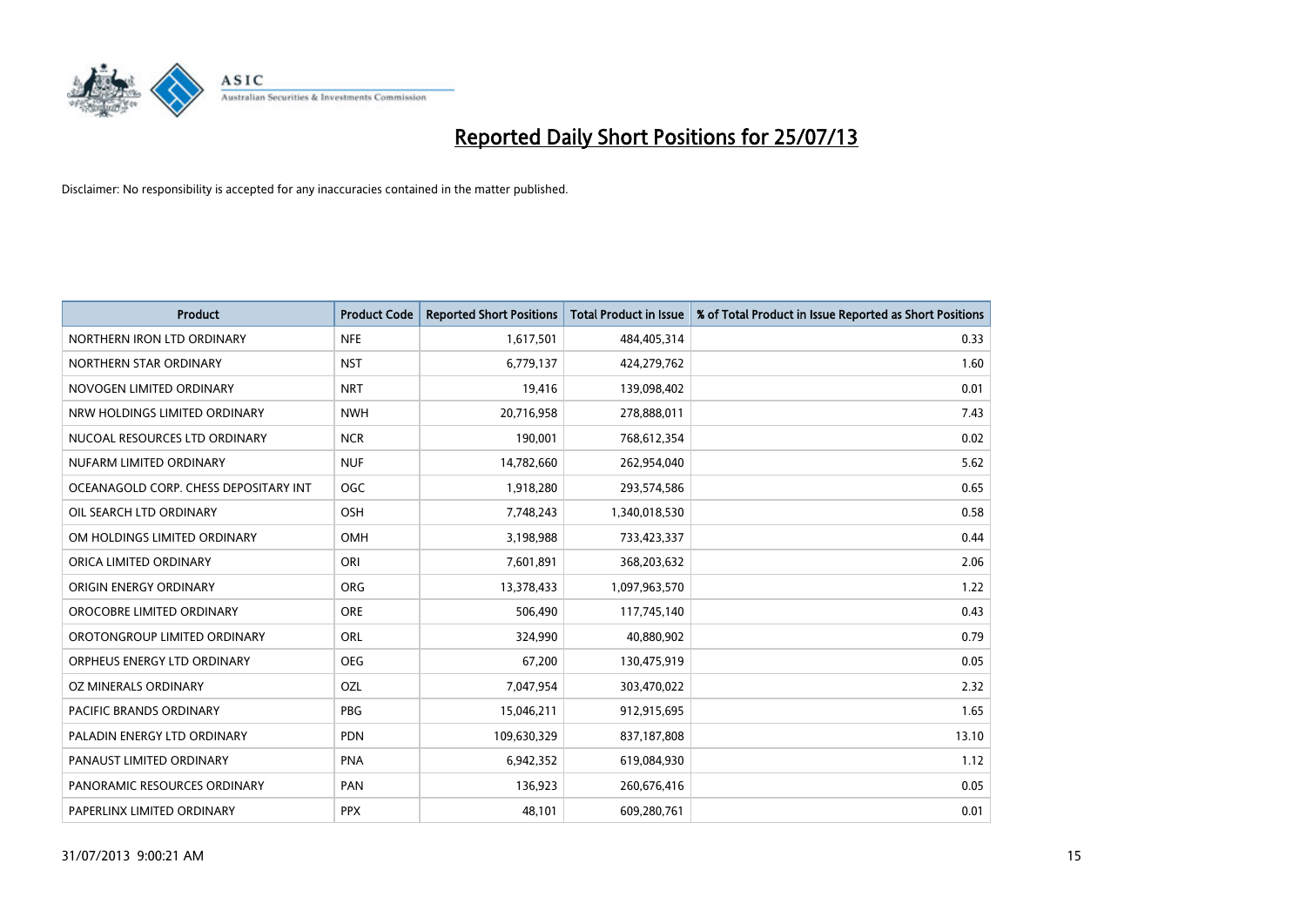# Reported Daily Short Positions for 25/07/13

Disclaimer: No responsibility is accepted for any inaccuracies contained in the matter published.

| Product | Product Code | Reported Short Positions | Total Product in Issue | % of Total Product in Issue Reported as Short Positions |
|---|---|---|---|---|
| NORTHERN IRON LTD ORDINARY | NFE | 1,617,501 | 484,405,314 | 0.33 |
| NORTHERN STAR ORDINARY | NST | 6,779,137 | 424,279,762 | 1.60 |
| NOVOGEN LIMITED ORDINARY | NRT | 19,416 | 139,098,402 | 0.01 |
| NRW HOLDINGS LIMITED ORDINARY | NWH | 20,716,958 | 278,888,011 | 7.43 |
| NUCOAL RESOURCES LTD ORDINARY | NCR | 190,001 | 768,612,354 | 0.02 |
| NUFARM LIMITED ORDINARY | NUF | 14,782,660 | 262,954,040 | 5.62 |
| OCEANAGOLD CORP. CHESS DEPOSITARY INT | OGC | 1,918,280 | 293,574,586 | 0.65 |
| OIL SEARCH LTD ORDINARY | OSH | 7,748,243 | 1,340,018,530 | 0.58 |
| OM HOLDINGS LIMITED ORDINARY | OMH | 3,198,988 | 733,423,337 | 0.44 |
| ORICA LIMITED ORDINARY | ORI | 7,601,891 | 368,203,632 | 2.06 |
| ORIGIN ENERGY ORDINARY | ORG | 13,378,433 | 1,097,963,570 | 1.22 |
| OROCOBRE LIMITED ORDINARY | ORE | 506,490 | 117,745,140 | 0.43 |
| OROTONGROUP LIMITED ORDINARY | ORL | 324,990 | 40,880,902 | 0.79 |
| ORPHEUS ENERGY LTD ORDINARY | OEG | 67,200 | 130,475,919 | 0.05 |
| OZ MINERALS ORDINARY | OZL | 7,047,954 | 303,470,022 | 2.32 |
| PACIFIC BRANDS ORDINARY | PBG | 15,046,211 | 912,915,695 | 1.65 |
| PALADIN ENERGY LTD ORDINARY | PDN | 109,630,329 | 837,187,808 | 13.10 |
| PANAUST LIMITED ORDINARY | PNA | 6,942,352 | 619,084,930 | 1.12 |
| PANORAMIC RESOURCES ORDINARY | PAN | 136,923 | 260,676,416 | 0.05 |
| PAPERLINX LIMITED ORDINARY | PPX | 48,101 | 609,280,761 | 0.01 |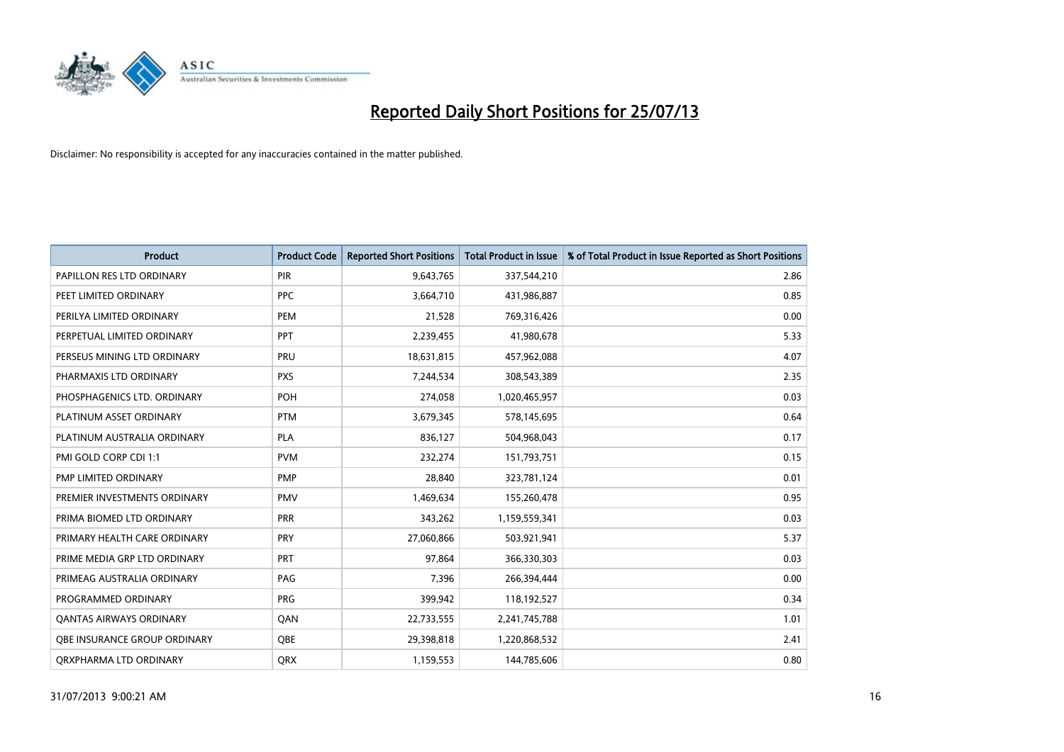# Reported Daily Short Positions for 25/07/13

Disclaimer: No responsibility is accepted for any inaccuracies contained in the matter published.

| Product | Product Code | Reported Short Positions | Total Product in Issue | % of Total Product in Issue Reported as Short Positions |
|---|---|---|---|---|
| PAPILLON RES LTD ORDINARY | PIR | 9,643,765 | 337,544,210 | 2.86 |
| PEET LIMITED ORDINARY | PPC | 3,664,710 | 431,986,887 | 0.85 |
| PERILYA LIMITED ORDINARY | PEM | 21,528 | 769,316,426 | 0.00 |
| PERPETUAL LIMITED ORDINARY | PPT | 2,239,455 | 41,980,678 | 5.33 |
| PERSEUS MINING LTD ORDINARY | PRU | 18,631,815 | 457,962,088 | 4.07 |
| PHARMAXIS LTD ORDINARY | PXS | 7,244,534 | 308,543,389 | 2.35 |
| PHOSPHAGENICS LTD. ORDINARY | POH | 274,058 | 1,020,465,957 | 0.03 |
| PLATINUM ASSET ORDINARY | PTM | 3,679,345 | 578,145,695 | 0.64 |
| PLATINUM AUSTRALIA ORDINARY | PLA | 836,127 | 504,968,043 | 0.17 |
| PMI GOLD CORP CDI 1:1 | PVM | 232,274 | 151,793,751 | 0.15 |
| PMP LIMITED ORDINARY | PMP | 28,840 | 323,781,124 | 0.01 |
| PREMIER INVESTMENTS ORDINARY | PMV | 1,469,634 | 155,260,478 | 0.95 |
| PRIMA BIOMED LTD ORDINARY | PRR | 343,262 | 1,159,559,341 | 0.03 |
| PRIMARY HEALTH CARE ORDINARY | PRY | 27,060,866 | 503,921,941 | 5.37 |
| PRIME MEDIA GRP LTD ORDINARY | PRT | 97,864 | 366,330,303 | 0.03 |
| PRIMEAG AUSTRALIA ORDINARY | PAG | 7,396 | 266,394,444 | 0.00 |
| PROGRAMMED ORDINARY | PRG | 399,942 | 118,192,527 | 0.34 |
| QANTAS AIRWAYS ORDINARY | QAN | 22,733,555 | 2,241,745,788 | 1.01 |
| QBE INSURANCE GROUP ORDINARY | QBE | 29,398,818 | 1,220,868,532 | 2.41 |
| QRXPHARMA LTD ORDINARY | QRX | 1,159,553 | 144,785,606 | 0.80 |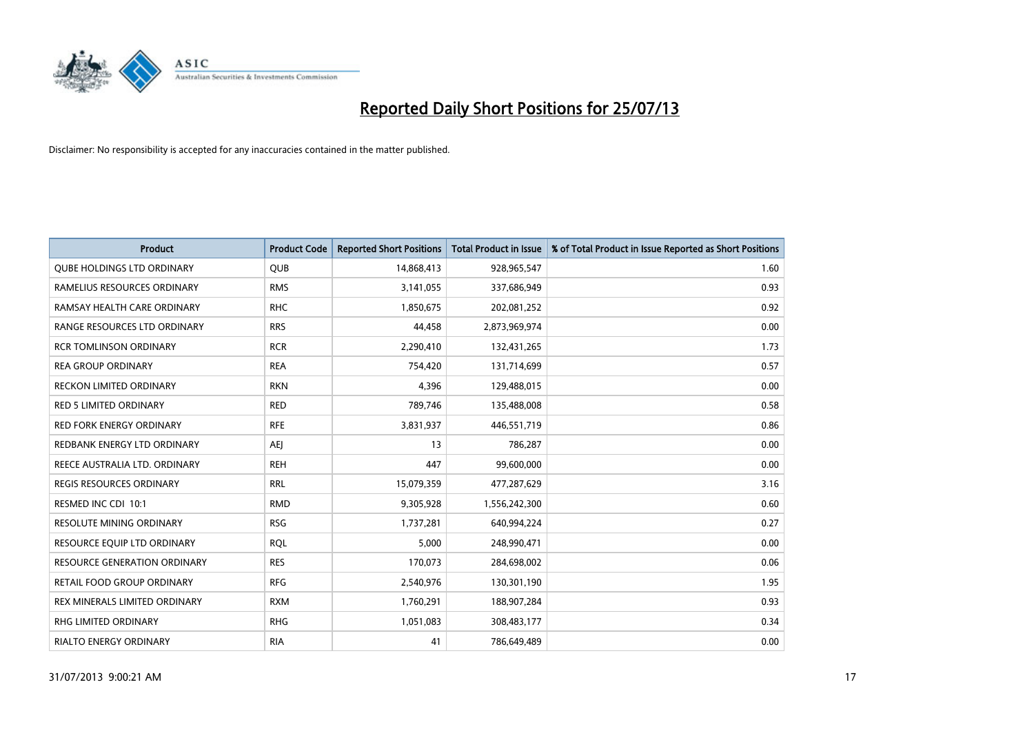# Reported Daily Short Positions for 25/07/13

Disclaimer: No responsibility is accepted for any inaccuracies contained in the matter published.

| Product | Product Code | Reported Short Positions | Total Product in Issue | % of Total Product in Issue Reported as Short Positions |
|---|---|---|---|---|
| QUBE HOLDINGS LTD ORDINARY | QUB | 14,868,413 | 928,965,547 | 1.60 |
| RAMELIUS RESOURCES ORDINARY | RMS | 3,141,055 | 337,686,949 | 0.93 |
| RAMSAY HEALTH CARE ORDINARY | RHC | 1,850,675 | 202,081,252 | 0.92 |
| RANGE RESOURCES LTD ORDINARY | RRS | 44,458 | 2,873,969,974 | 0.00 |
| RCR TOMLINSON ORDINARY | RCR | 2,290,410 | 132,431,265 | 1.73 |
| REA GROUP ORDINARY | REA | 754,420 | 131,714,699 | 0.57 |
| RECKON LIMITED ORDINARY | RKN | 4,396 | 129,488,015 | 0.00 |
| RED 5 LIMITED ORDINARY | RED | 789,746 | 135,488,008 | 0.58 |
| RED FORK ENERGY ORDINARY | RFE | 3,831,937 | 446,551,719 | 0.86 |
| REDBANK ENERGY LTD ORDINARY | AEJ | 13 | 786,287 | 0.00 |
| REECE AUSTRALIA LTD. ORDINARY | REH | 447 | 99,600,000 | 0.00 |
| REGIS RESOURCES ORDINARY | RRL | 15,079,359 | 477,287,629 | 3.16 |
| RESMED INC CDI 10:1 | RMD | 9,305,928 | 1,556,242,300 | 0.60 |
| RESOLUTE MINING ORDINARY | RSG | 1,737,281 | 640,994,224 | 0.27 |
| RESOURCE EQUIP LTD ORDINARY | RQL | 5,000 | 248,990,471 | 0.00 |
| RESOURCE GENERATION ORDINARY | RES | 170,073 | 284,698,002 | 0.06 |
| RETAIL FOOD GROUP ORDINARY | RFG | 2,540,976 | 130,301,190 | 1.95 |
| REX MINERALS LIMITED ORDINARY | RXM | 1,760,291 | 188,907,284 | 0.93 |
| RHG LIMITED ORDINARY | RHG | 1,051,083 | 308,483,177 | 0.34 |
| RIALTO ENERGY ORDINARY | RIA | 41 | 786,649,489 | 0.00 |

31/07/2013 9:00:21 AM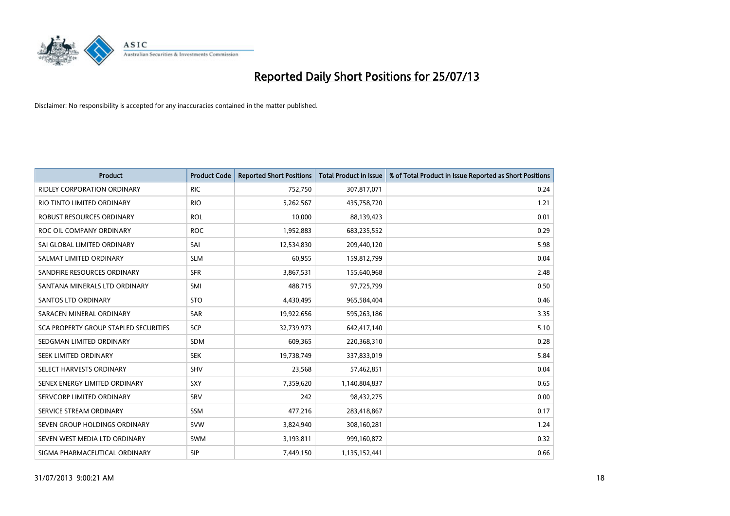# Reported Daily Short Positions for 25/07/13

Disclaimer: No responsibility is accepted for any inaccuracies contained in the matter published.

| Product | Product Code | Reported Short Positions | Total Product in Issue | % of Total Product in Issue Reported as Short Positions |
|---|---|---|---|---|
| RIDLEY CORPORATION ORDINARY | RIC | 752,750 | 307,817,071 | 0.24 |
| RIO TINTO LIMITED ORDINARY | RIO | 5,262,567 | 435,758,720 | 1.21 |
| ROBUST RESOURCES ORDINARY | ROL | 10,000 | 88,139,423 | 0.01 |
| ROC OIL COMPANY ORDINARY | ROC | 1,952,883 | 683,235,552 | 0.29 |
| SAI GLOBAL LIMITED ORDINARY | SAI | 12,534,830 | 209,440,120 | 5.98 |
| SALMAT LIMITED ORDINARY | SLM | 60,955 | 159,812,799 | 0.04 |
| SANDFIRE RESOURCES ORDINARY | SFR | 3,867,531 | 155,640,968 | 2.48 |
| SANTANA MINERALS LTD ORDINARY | SMI | 488,715 | 97,725,799 | 0.50 |
| SANTOS LTD ORDINARY | STO | 4,430,495 | 965,584,404 | 0.46 |
| SARACEN MINERAL ORDINARY | SAR | 19,922,656 | 595,263,186 | 3.35 |
| SCA PROPERTY GROUP STAPLED SECURITIES | SCP | 32,739,973 | 642,417,140 | 5.10 |
| SEDGMAN LIMITED ORDINARY | SDM | 609,365 | 220,368,310 | 0.28 |
| SEEK LIMITED ORDINARY | SEK | 19,738,749 | 337,833,019 | 5.84 |
| SELECT HARVESTS ORDINARY | SHV | 23,568 | 57,462,851 | 0.04 |
| SENEX ENERGY LIMITED ORDINARY | SXY | 7,359,620 | 1,140,804,837 | 0.65 |
| SERVCORP LIMITED ORDINARY | SRV | 242 | 98,432,275 | 0.00 |
| SERVICE STREAM ORDINARY | SSM | 477,216 | 283,418,867 | 0.17 |
| SEVEN GROUP HOLDINGS ORDINARY | SVW | 3,824,940 | 308,160,281 | 1.24 |
| SEVEN WEST MEDIA LTD ORDINARY | SWM | 3,193,811 | 999,160,872 | 0.32 |
| SIGMA PHARMACEUTICAL ORDINARY | SIP | 7,449,150 | 1,135,152,441 | 0.66 |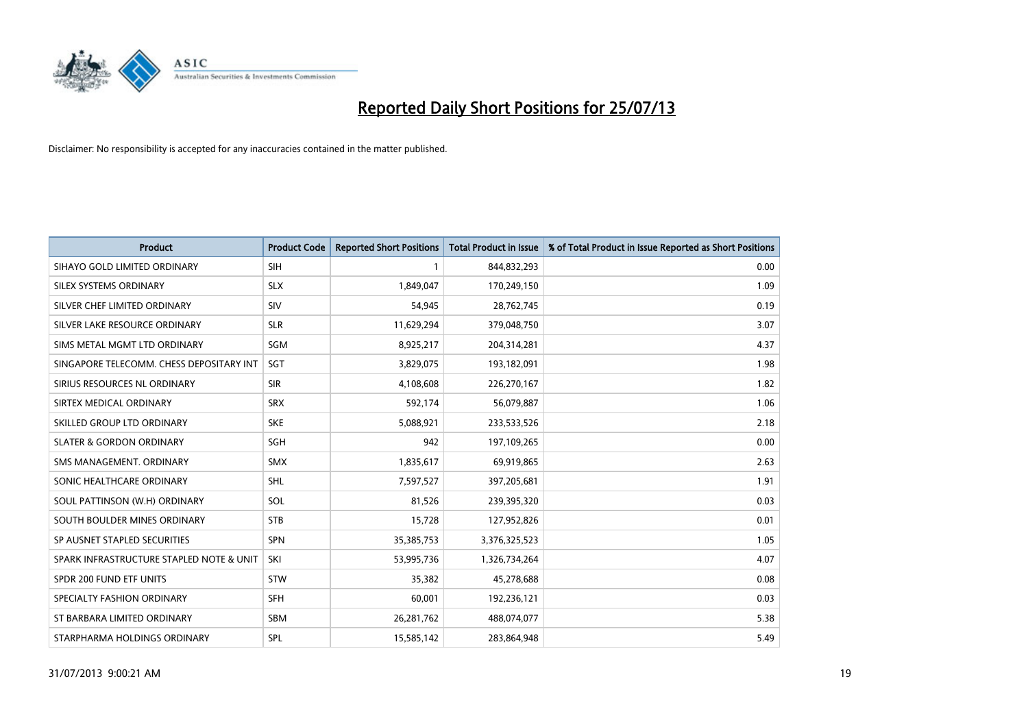# Reported Daily Short Positions for 25/07/13

Disclaimer: No responsibility is accepted for any inaccuracies contained in the matter published.

| Product | Product Code | Reported Short Positions | Total Product in Issue | % of Total Product in Issue Reported as Short Positions |
|---|---|---|---|---|
| SIHAYO GOLD LIMITED ORDINARY | SIH | 1 | 844,832,293 | 0.00 |
| SILEX SYSTEMS ORDINARY | SLX | 1,849,047 | 170,249,150 | 1.09 |
| SILVER CHEF LIMITED ORDINARY | SIV | 54,945 | 28,762,745 | 0.19 |
| SILVER LAKE RESOURCE ORDINARY | SLR | 11,629,294 | 379,048,750 | 3.07 |
| SIMS METAL MGMT LTD ORDINARY | SGM | 8,925,217 | 204,314,281 | 4.37 |
| SINGAPORE TELECOMM. CHESS DEPOSITARY INT | SGT | 3,829,075 | 193,182,091 | 1.98 |
| SIRIUS RESOURCES NL ORDINARY | SIR | 4,108,608 | 226,270,167 | 1.82 |
| SIRTEX MEDICAL ORDINARY | SRX | 592,174 | 56,079,887 | 1.06 |
| SKILLED GROUP LTD ORDINARY | SKE | 5,088,921 | 233,533,526 | 2.18 |
| SLATER & GORDON ORDINARY | SGH | 942 | 197,109,265 | 0.00 |
| SMS MANAGEMENT. ORDINARY | SMX | 1,835,617 | 69,919,865 | 2.63 |
| SONIC HEALTHCARE ORDINARY | SHL | 7,597,527 | 397,205,681 | 1.91 |
| SOUL PATTINSON (W.H) ORDINARY | SOL | 81,526 | 239,395,320 | 0.03 |
| SOUTH BOULDER MINES ORDINARY | STB | 15,728 | 127,952,826 | 0.01 |
| SP AUSNET STAPLED SECURITIES | SPN | 35,385,753 | 3,376,325,523 | 1.05 |
| SPARK INFRASTRUCTURE STAPLED NOTE & UNIT | SKI | 53,995,736 | 1,326,734,264 | 4.07 |
| SPDR 200 FUND ETF UNITS | STW | 35,382 | 45,278,688 | 0.08 |
| SPECIALTY FASHION ORDINARY | SFH | 60,001 | 192,236,121 | 0.03 |
| ST BARBARA LIMITED ORDINARY | SBM | 26,281,762 | 488,074,077 | 5.38 |
| STARPHARMA HOLDINGS ORDINARY | SPL | 15,585,142 | 283,864,948 | 5.49 |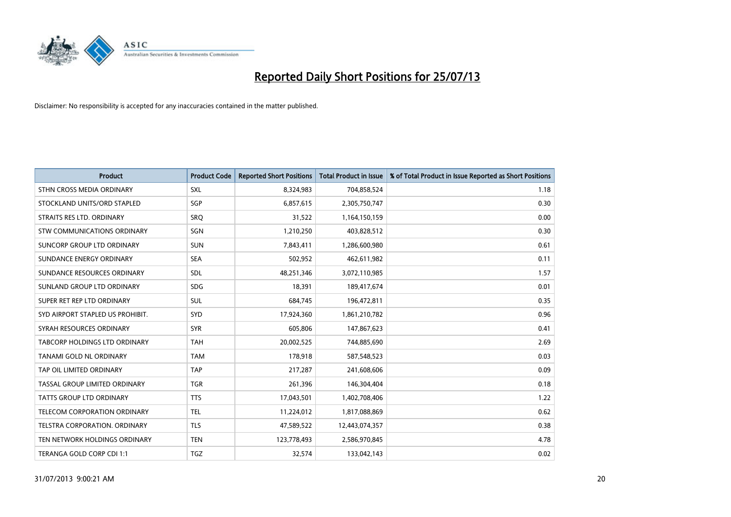# Reported Daily Short Positions for 25/07/13

Disclaimer: No responsibility is accepted for any inaccuracies contained in the matter published.

| Product | Product Code | Reported Short Positions | Total Product in Issue | % of Total Product in Issue Reported as Short Positions |
|---|---|---|---|---|
| STHN CROSS MEDIA ORDINARY | SXL | 8,324,983 | 704,858,524 | 1.18 |
| STOCKLAND UNITS/ORD STAPLED | SGP | 6,857,615 | 2,305,750,747 | 0.30 |
| STRAITS RES LTD. ORDINARY | SRQ | 31,522 | 1,164,150,159 | 0.00 |
| STW COMMUNICATIONS ORDINARY | SGN | 1,210,250 | 403,828,512 | 0.30 |
| SUNCORP GROUP LTD ORDINARY | SUN | 7,843,411 | 1,286,600,980 | 0.61 |
| SUNDANCE ENERGY ORDINARY | SEA | 502,952 | 462,611,982 | 0.11 |
| SUNDANCE RESOURCES ORDINARY | SDL | 48,251,346 | 3,072,110,985 | 1.57 |
| SUNLAND GROUP LTD ORDINARY | SDG | 18,391 | 189,417,674 | 0.01 |
| SUPER RET REP LTD ORDINARY | SUL | 684,745 | 196,472,811 | 0.35 |
| SYD AIRPORT STAPLED US PROHIBIT. | SYD | 17,924,360 | 1,861,210,782 | 0.96 |
| SYRAH RESOURCES ORDINARY | SYR | 605,806 | 147,867,623 | 0.41 |
| TABCORP HOLDINGS LTD ORDINARY | TAH | 20,002,525 | 744,885,690 | 2.69 |
| TANAMI GOLD NL ORDINARY | TAM | 178,918 | 587,548,523 | 0.03 |
| TAP OIL LIMITED ORDINARY | TAP | 217,287 | 241,608,606 | 0.09 |
| TASSAL GROUP LIMITED ORDINARY | TGR | 261,396 | 146,304,404 | 0.18 |
| TATTS GROUP LTD ORDINARY | TTS | 17,043,501 | 1,402,708,406 | 1.22 |
| TELECOM CORPORATION ORDINARY | TEL | 11,224,012 | 1,817,088,869 | 0.62 |
| TELSTRA CORPORATION. ORDINARY | TLS | 47,589,522 | 12,443,074,357 | 0.38 |
| TEN NETWORK HOLDINGS ORDINARY | TEN | 123,778,493 | 2,586,970,845 | 4.78 |
| TERANGA GOLD CORP CDI 1:1 | TGZ | 32,574 | 133,042,143 | 0.02 |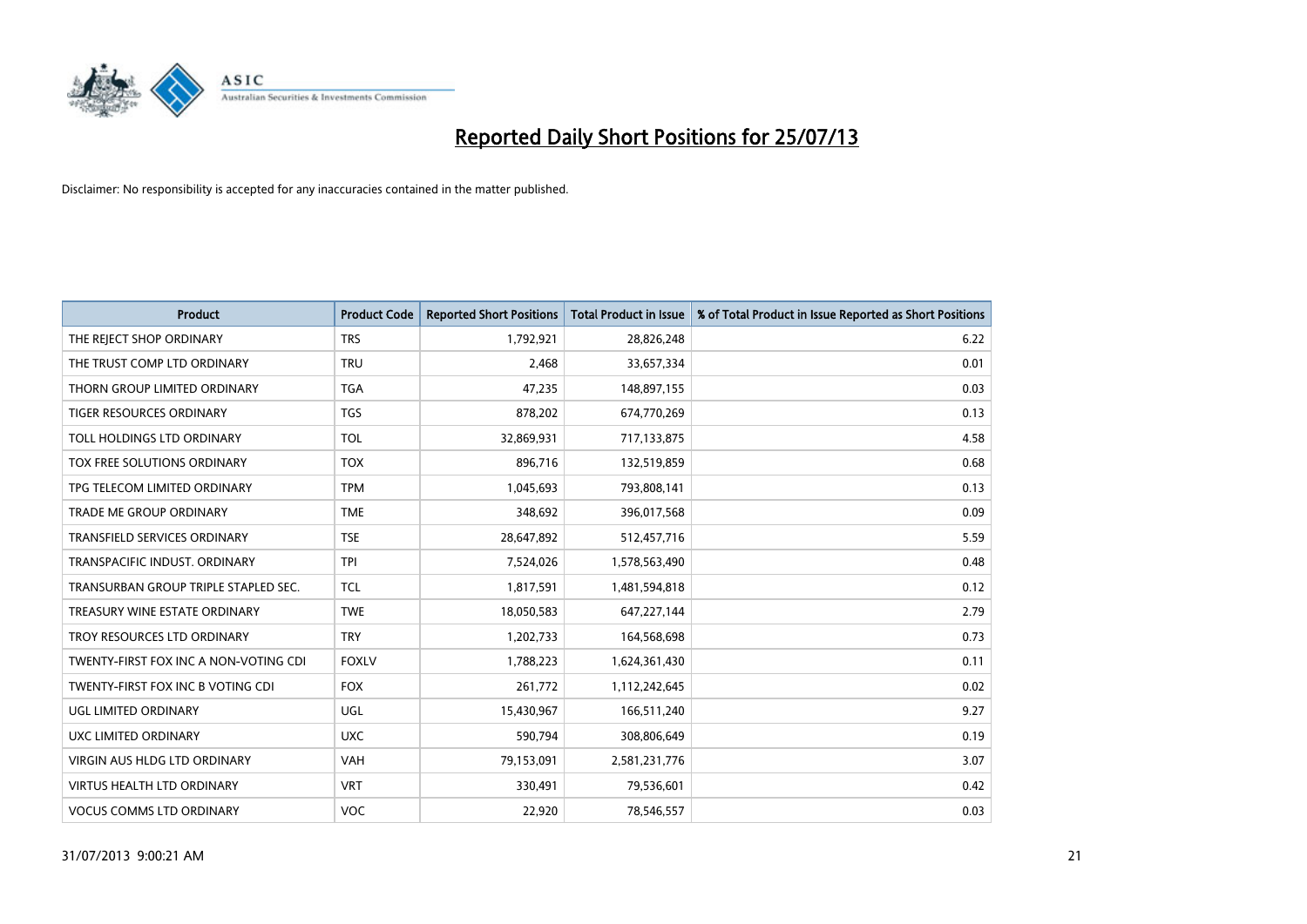# Reported Daily Short Positions for 25/07/13

Disclaimer: No responsibility is accepted for any inaccuracies contained in the matter published.

| Product | Product Code | Reported Short Positions | Total Product in Issue | % of Total Product in Issue Reported as Short Positions |
|---|---|---|---|---|
| THE REJECT SHOP ORDINARY | TRS | 1,792,921 | 28,826,248 | 6.22 |
| THE TRUST COMP LTD ORDINARY | TRU | 2,468 | 33,657,334 | 0.01 |
| THORN GROUP LIMITED ORDINARY | TGA | 47,235 | 148,897,155 | 0.03 |
| TIGER RESOURCES ORDINARY | TGS | 878,202 | 674,770,269 | 0.13 |
| TOLL HOLDINGS LTD ORDINARY | TOL | 32,869,931 | 717,133,875 | 4.58 |
| TOX FREE SOLUTIONS ORDINARY | TOX | 896,716 | 132,519,859 | 0.68 |
| TPG TELECOM LIMITED ORDINARY | TPM | 1,045,693 | 793,808,141 | 0.13 |
| TRADE ME GROUP ORDINARY | TME | 348,692 | 396,017,568 | 0.09 |
| TRANSFIELD SERVICES ORDINARY | TSE | 28,647,892 | 512,457,716 | 5.59 |
| TRANSPACIFIC INDUST. ORDINARY | TPI | 7,524,026 | 1,578,563,490 | 0.48 |
| TRANSURBAN GROUP TRIPLE STAPLED SEC. | TCL | 1,817,591 | 1,481,594,818 | 0.12 |
| TREASURY WINE ESTATE ORDINARY | TWE | 18,050,583 | 647,227,144 | 2.79 |
| TROY RESOURCES LTD ORDINARY | TRY | 1,202,733 | 164,568,698 | 0.73 |
| TWENTY-FIRST FOX INC A NON-VOTING CDI | FOXLV | 1,788,223 | 1,624,361,430 | 0.11 |
| TWENTY-FIRST FOX INC B VOTING CDI | FOX | 261,772 | 1,112,242,645 | 0.02 |
| UGL LIMITED ORDINARY | UGL | 15,430,967 | 166,511,240 | 9.27 |
| UXC LIMITED ORDINARY | UXC | 590,794 | 308,806,649 | 0.19 |
| VIRGIN AUS HLDG LTD ORDINARY | VAH | 79,153,091 | 2,581,231,776 | 3.07 |
| VIRTUS HEALTH LTD ORDINARY | VRT | 330,491 | 79,536,601 | 0.42 |
| VOCUS COMMS LTD ORDINARY | VOC | 22,920 | 78,546,557 | 0.03 |

31/07/2013 9:00:21 AM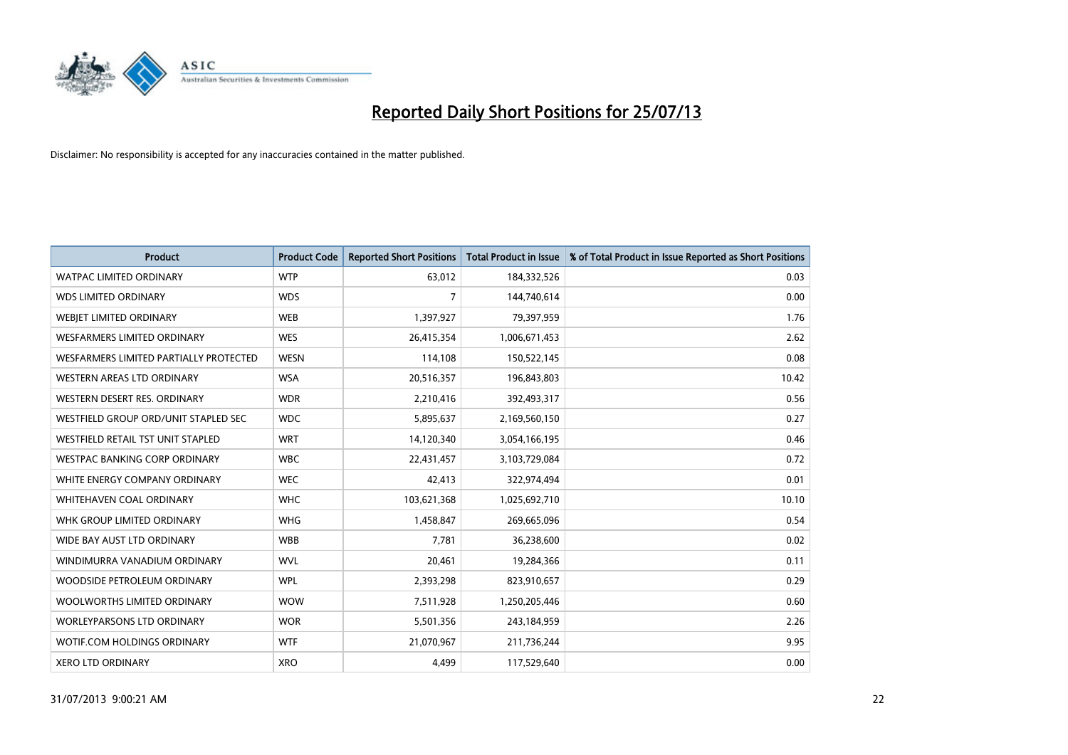# Reported Daily Short Positions for 25/07/13

Disclaimer: No responsibility is accepted for any inaccuracies contained in the matter published.

| Product | Product Code | Reported Short Positions | Total Product in Issue | % of Total Product in Issue Reported as Short Positions |
|---|---|---|---|---|
| WATPAC LIMITED ORDINARY | WTP | 63,012 | 184,332,526 | 0.03 |
| WDS LIMITED ORDINARY | WDS | 7 | 144,740,614 | 0.00 |
| WEBJET LIMITED ORDINARY | WEB | 1,397,927 | 79,397,959 | 1.76 |
| WESFARMERS LIMITED ORDINARY | WES | 26,415,354 | 1,006,671,453 | 2.62 |
| WESFARMERS LIMITED PARTIALLY PROTECTED | WESN | 114,108 | 150,522,145 | 0.08 |
| WESTERN AREAS LTD ORDINARY | WSA | 20,516,357 | 196,843,803 | 10.42 |
| WESTERN DESERT RES. ORDINARY | WDR | 2,210,416 | 392,493,317 | 0.56 |
| WESTFIELD GROUP ORD/UNIT STAPLED SEC | WDC | 5,895,637 | 2,169,560,150 | 0.27 |
| WESTFIELD RETAIL TST UNIT STAPLED | WRT | 14,120,340 | 3,054,166,195 | 0.46 |
| WESTPAC BANKING CORP ORDINARY | WBC | 22,431,457 | 3,103,729,084 | 0.72 |
| WHITE ENERGY COMPANY ORDINARY | WEC | 42,413 | 322,974,494 | 0.01 |
| WHITEHAVEN COAL ORDINARY | WHC | 103,621,368 | 1,025,692,710 | 10.10 |
| WHK GROUP LIMITED ORDINARY | WHG | 1,458,847 | 269,665,096 | 0.54 |
| WIDE BAY AUST LTD ORDINARY | WBB | 7,781 | 36,238,600 | 0.02 |
| WINDIMURRA VANADIUM ORDINARY | WVL | 20,461 | 19,284,366 | 0.11 |
| WOODSIDE PETROLEUM ORDINARY | WPL | 2,393,298 | 823,910,657 | 0.29 |
| WOOLWORTHS LIMITED ORDINARY | WOW | 7,511,928 | 1,250,205,446 | 0.60 |
| WORLEYPARSONS LTD ORDINARY | WOR | 5,501,356 | 243,184,959 | 2.26 |
| WOTIF.COM HOLDINGS ORDINARY | WTF | 21,070,967 | 211,736,244 | 9.95 |
| XERO LTD ORDINARY | XRO | 4,499 | 117,529,640 | 0.00 |

31/07/2013 9:00:21 AM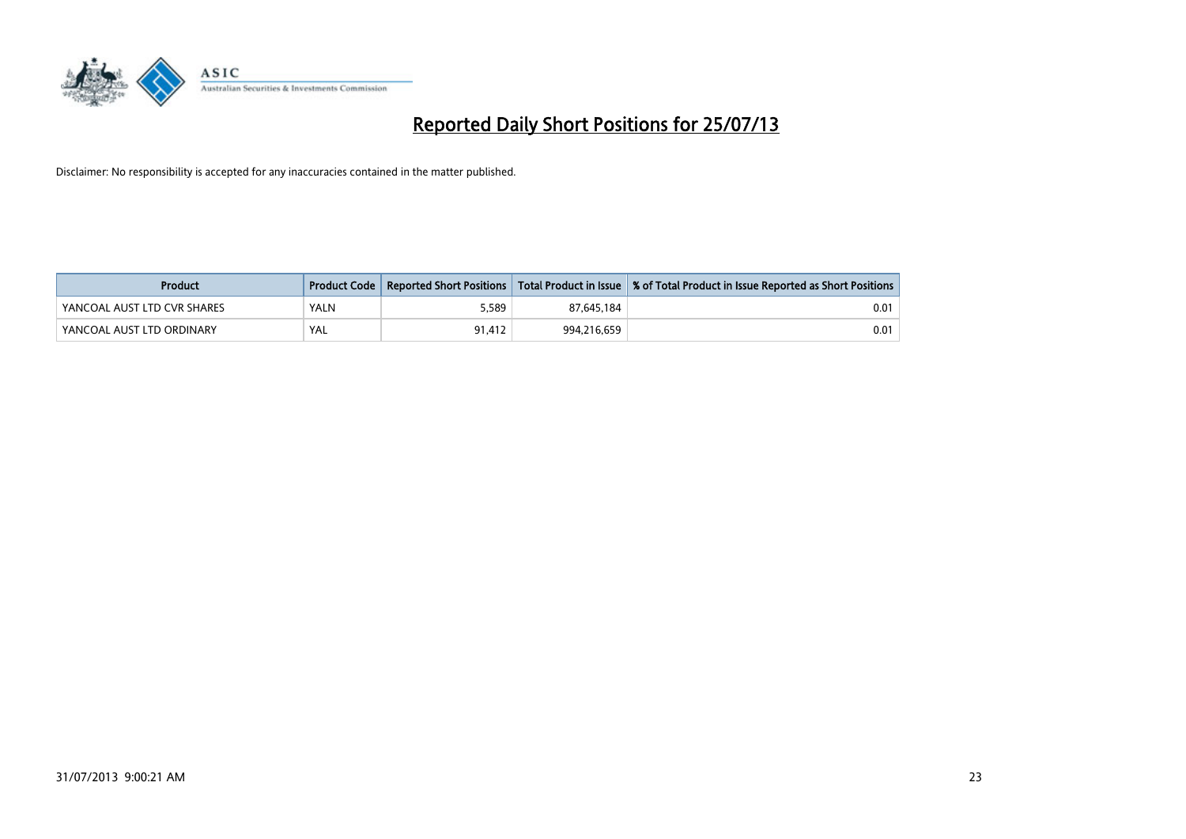# Reported Daily Short Positions for 25/07/13

Disclaimer: No responsibility is accepted for any inaccuracies contained in the matter published.

| Product | Product Code | Reported Short Positions | Total Product in Issue | % of Total Product in Issue Reported as Short Positions |
|---|---|---|---|---|
| YANCOAL AUST LTD CVR SHARES | YALN | 5,589 | 87,645,184 | 0.01 |
| YANCOAL AUST LTD ORDINARY | YAL | 91,412 | 994,216,659 | 0.01 |

31/07/2013 9:00:21 AM